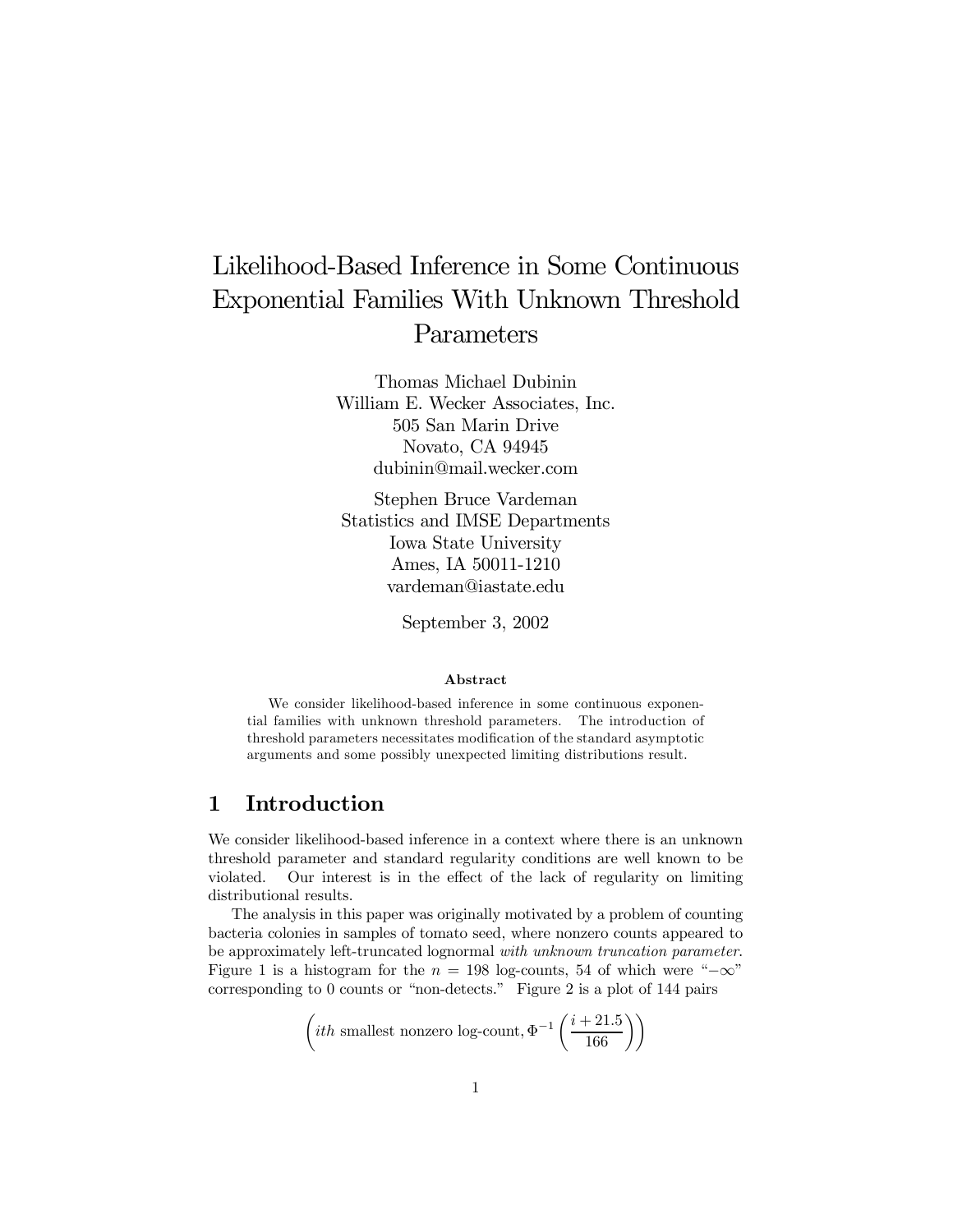# Likelihood-Based Inference in Some Continuous Exponential Families With Unknown Threshold Parameters

Thomas Michael Dubinin
William E. Wecker Associates, Inc.
505 San Marin Drive
Novato, CA 94945
dubinin@mail.wecker.com

Stephen Bruce Vardeman
Statistics and IMSE Departments
Iowa State University
Ames, IA 50011-1210
vardeman@iastate.edu

September 3, 2002

**Abstract**

We consider likelihood-based inference in some continuous exponential families with unknown threshold parameters. The introduction of threshold parameters necessitates modification of the standard asymptotic arguments and some possibly unexpected limiting distributions result.

## 1 Introduction

We consider likelihood-based inference in a context where there is an unknown threshold parameter and standard regularity conditions are well known to be violated. Our interest is in the effect of the lack of regularity on limiting distributional results.

The analysis in this paper was originally motivated by a problem of counting bacteria colonies in samples of tomato seed, where nonzero counts appeared to be approximately left-truncated lognormal *with unknown truncation parameter*. Figure 1 is a histogram for the $n = 198$ log-counts, 54 of which were "$-\infty$" corresponding to 0 counts or "non-detects." Figure 2 is a plot of 144 pairs

$$\left( ith \text{ smallest nonzero log-count}, \Phi^{-1}\left(\frac{i + 21.5}{166}\right)\right)$$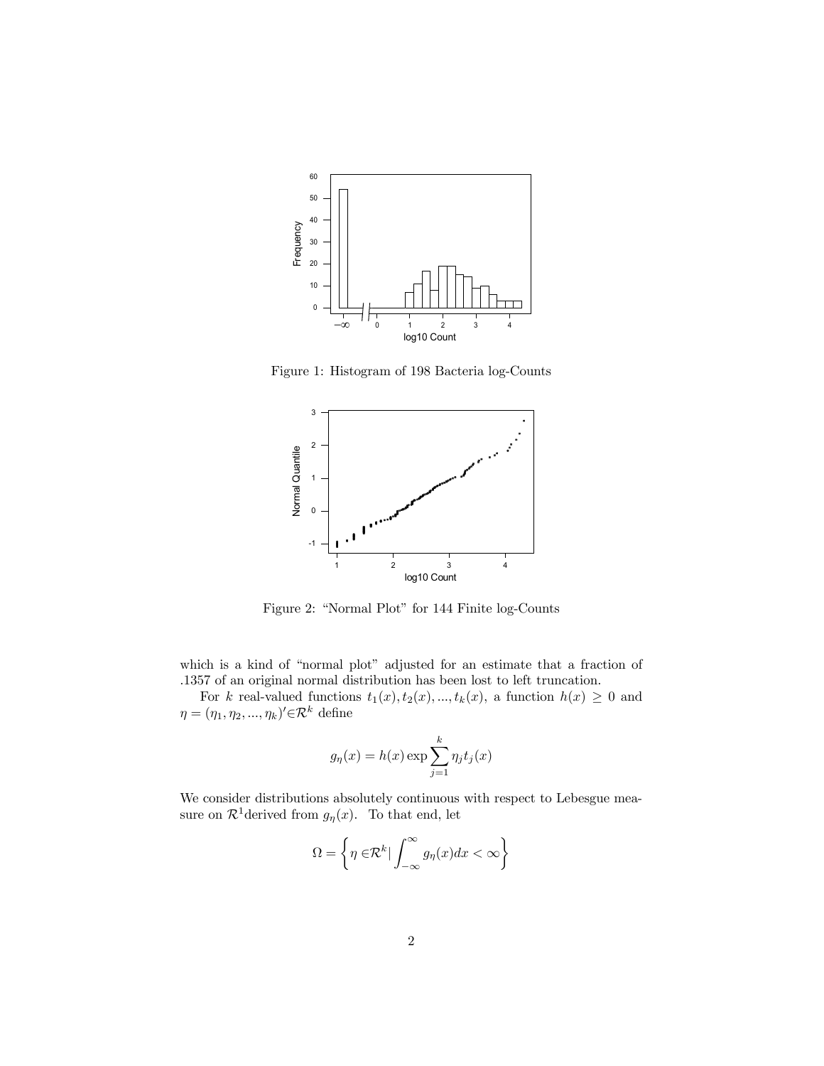Figure 1: Histogram of 198 Bacteria log-Counts

Figure 2: "Normal Plot" for 144 Finite log-Counts

which is a kind of "normal plot" adjusted for an estimate that a fraction of .1357 of an original normal distribution has been lost to left truncation.

For $k$ real-valued functions $t_1(x), t_2(x), ..., t_k(x)$, a function $h(x) \geq 0$ and $\eta = (\eta_1, \eta_2, ..., \eta_k)' \in \mathcal{R}^k$ define

$$g_\eta(x) = h(x) \exp \sum_{j=1}^{k} \eta_j t_j(x)$$

We consider distributions absolutely continuous with respect to Lebesgue measure on $\mathcal{R}^1$derived from $g_\eta(x)$. To that end, let

$$\Omega = \left\{ \eta \in \mathcal{R}^k | \int_{-\infty}^{\infty} g_\eta(x) dx < \infty \right\}$$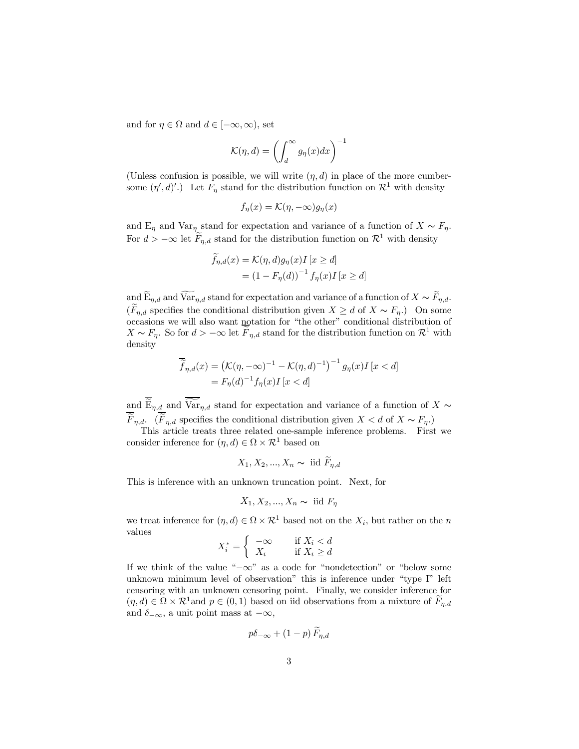and for $\eta \in \Omega$ and $d \in [-\infty, \infty)$, set

$$\mathcal{K}(\eta, d) = \left( \int_d^\infty g_\eta(x) dx \right)^{-1}$$

(Unless confusion is possible, we will write $(\eta, d)$ in place of the more cumbersome $(\eta', d)'$.) Let $F_\eta$ stand for the distribution function on $\mathcal{R}^1$ with density

$$f_\eta(x) = \mathcal{K}(\eta, -\infty) g_\eta(x)$$

and $\mathrm{E}_\eta$ and $\mathrm{Var}_\eta$ stand for expectation and variance of a function of $X \sim F_\eta$. For $d > -\infty$ let $\widetilde{F}_{\eta,d}$ stand for the distribution function on $\mathcal{R}^1$ with density

$$\begin{aligned} \widetilde{f}_{\eta,d}(x) &= \mathcal{K}(\eta, d) g_\eta(x) I[x \geq d] \\ &= (1 - F_\eta(d))^{-1} f_\eta(x) I[x \geq d] \end{aligned}$$

and $\widetilde{\mathrm{E}}_{\eta,d}$ and $\widetilde{\mathrm{Var}}_{\eta,d}$ stand for expectation and variance of a function of $X \sim \widetilde{F}_{\eta,d}$. ($\widetilde{F}_{\eta,d}$ specifies the conditional distribution given $X \geq d$ of $X \sim F_\eta$.) On some occasions we will also want notation for "the other" conditional distribution of $X \sim F_\eta$. So for $d > -\infty$ let $\overline{\widetilde{F}}_{\eta,d}$ stand for the distribution function on $\mathcal{R}^1$ with density

$$\begin{aligned} \overline{\widetilde{f}}_{\eta,d}(x) &= \left( \mathcal{K}(\eta, -\infty)^{-1} - \mathcal{K}(\eta, d)^{-1} \right)^{-1} g_\eta(x) I[x < d] \\ &= F_\eta(d)^{-1} f_\eta(x) I[x < d] \end{aligned}$$

and $\overline{\widetilde{\mathrm{E}}}_{\eta,d}$ and $\overline{\widetilde{\mathrm{Var}}}_{\eta,d}$ stand for expectation and variance of a function of $X \sim \overline{\widetilde{F}}_{\eta,d}$. ($\overline{\widetilde{F}}_{\eta,d}$ specifies the conditional distribution given $X < d$ of $X \sim F_\eta$.)

This article treats three related one-sample inference problems. First we consider inference for $(\eta, d) \in \Omega \times \mathcal{R}^1$ based on

$$X_1, X_2, ..., X_n \sim \text{ iid } \widetilde{F}_{\eta,d}$$

This is inference with an unknown truncation point. Next, for

$$X_1, X_2, ..., X_n \sim \text{ iid } F_\eta$$

we treat inference for $(\eta, d) \in \Omega \times \mathcal{R}^1$ based not on the $X_i$, but rather on the $n$ values

$$X_i^* = \begin{cases} -\infty & \text{if } X_i < d \\ X_i & \text{if } X_i \geq d \end{cases}$$

If we think of the value "$-\infty$" as a code for "nondetection" or "below some unknown minimum level of observation" this is inference under "type I" left censoring with an unknown censoring point. Finally, we consider inference for $(\eta, d) \in \Omega \times \mathcal{R}^1$ and $p \in (0, 1)$ based on iid observations from a mixture of $\widetilde{F}_{\eta,d}$ and $\delta_{-\infty}$, a unit point mass at $-\infty$,

$$p\delta_{-\infty} + (1 - p) \widetilde{F}_{\eta,d}$$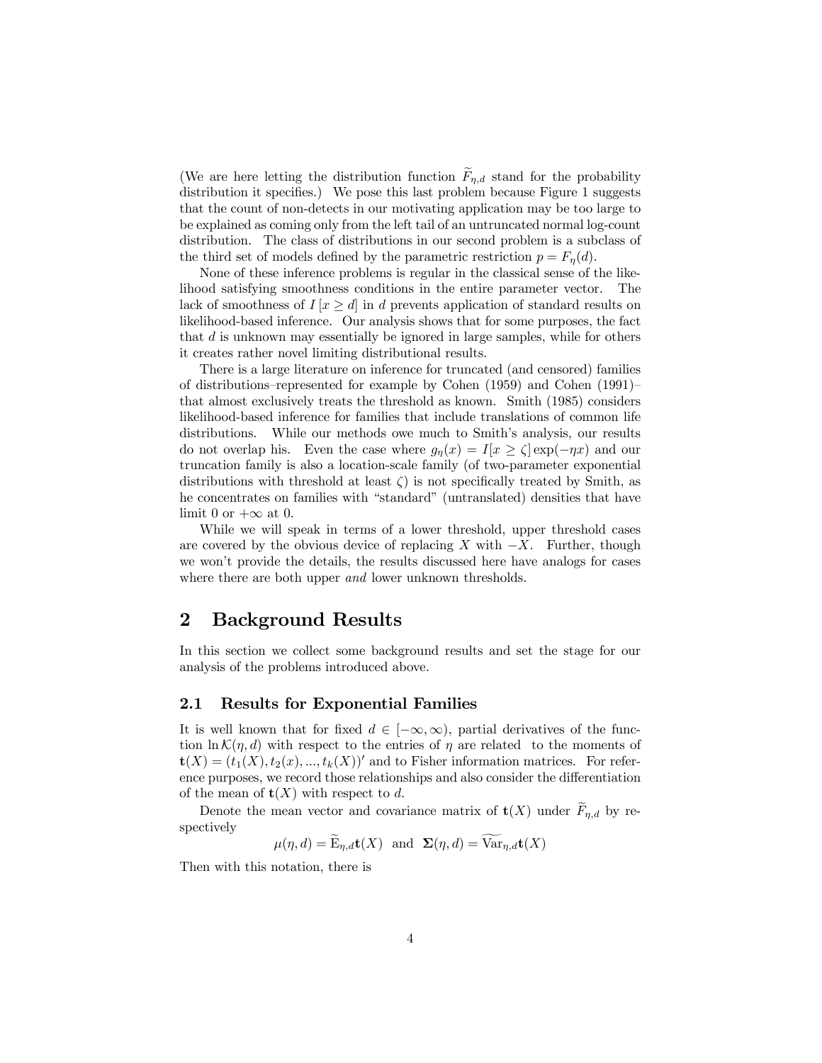(We are here letting the distribution function $\widetilde{F}_{\eta,d}$ stand for the probability distribution it specifies.) We pose this last problem because Figure 1 suggests that the count of non-detects in our motivating application may be too large to be explained as coming only from the left tail of an untruncated normal log-count distribution. The class of distributions in our second problem is a subclass of the third set of models defined by the parametric restriction $p = F_{\eta}(d)$.

None of these inference problems is regular in the classical sense of the likelihood satisfying smoothness conditions in the entire parameter vector. The lack of smoothness of $I[x \geq d]$ in $d$ prevents application of standard results on likelihood-based inference. Our analysis shows that for some purposes, the fact that $d$ is unknown may essentially be ignored in large samples, while for others it creates rather novel limiting distributional results.

There is a large literature on inference for truncated (and censored) families of distributions–represented for example by Cohen (1959) and Cohen (1991)–that almost exclusively treats the threshold as known. Smith (1985) considers likelihood-based inference for families that include translations of common life distributions. While our methods owe much to Smith's analysis, our results do not overlap his. Even the case where $g_{\eta}(x) = I[x \geq \zeta] \exp(-\eta x)$ and our truncation family is also a location-scale family (of two-parameter exponential distributions with threshold at least $\zeta$) is not specifically treated by Smith, as he concentrates on families with "standard" (untranslated) densities that have limit 0 or $+\infty$ at 0.

While we will speak in terms of a lower threshold, upper threshold cases are covered by the obvious device of replacing $X$ with $-X$. Further, though we won't provide the details, the results discussed here have analogs for cases where there are both upper *and* lower unknown thresholds.

## 2 Background Results

In this section we collect some background results and set the stage for our analysis of the problems introduced above.

### 2.1 Results for Exponential Families

It is well known that for fixed $d \in [-\infty, \infty)$, partial derivatives of the function $\ln \mathcal{K}(\eta, d)$ with respect to the entries of $\eta$ are related to the moments of $\mathbf{t}(X) = (t_1(X), t_2(x), ..., t_k(X))'$ and to Fisher information matrices. For reference purposes, we record those relationships and also consider the differentiation of the mean of $\mathbf{t}(X)$ with respect to $d$.

Denote the mean vector and covariance matrix of $\mathbf{t}(X)$ under $\widetilde{F}_{\eta,d}$ by respectively

$$\mu(\eta, d) = \widetilde{\mathrm{E}}_{\eta,d}\mathbf{t}(X) \quad \text{and} \quad \mathbf{\Sigma}(\eta, d) = \widetilde{\mathrm{Var}}_{\eta,d}\mathbf{t}(X)$$

Then with this notation, there is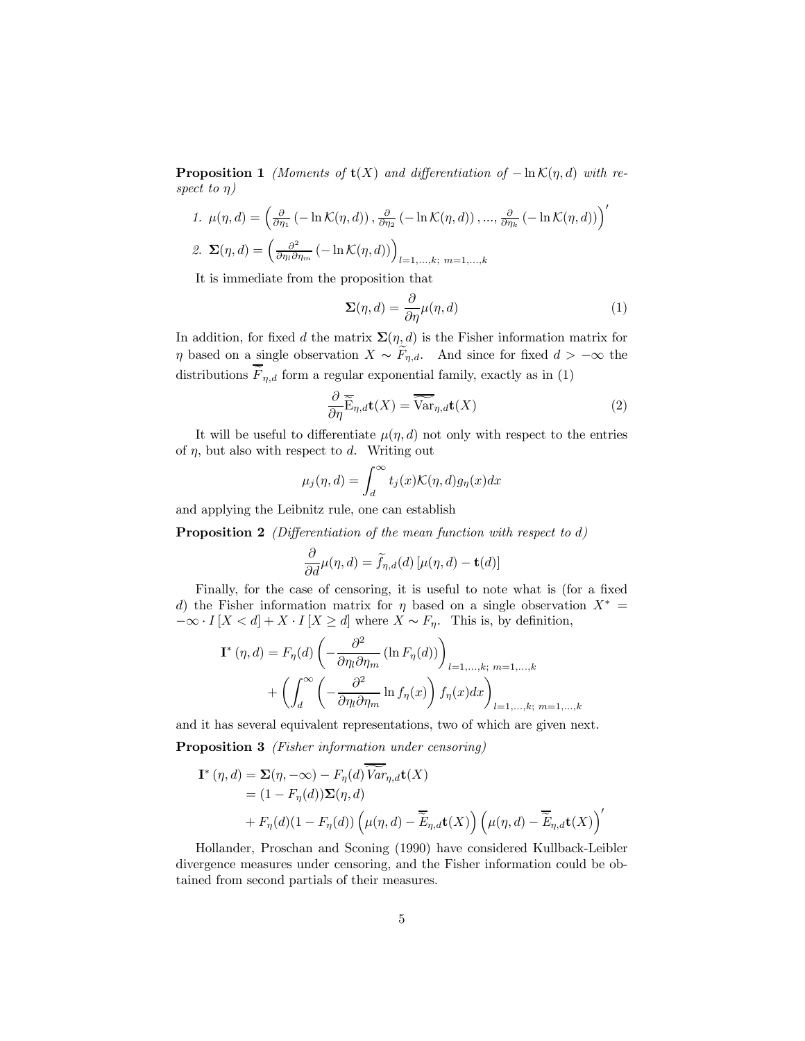**Proposition 1** *(Moments of $\mathbf{t}(X)$ and differentiation of $-\ln \mathcal{K}(\eta, d)$ with respect to $\eta$)*

1. $\mu(\eta, d) = \left( \frac{\partial}{\partial \eta_1} \left( -\ln \mathcal{K}(\eta, d) \right), \frac{\partial}{\partial \eta_2} \left( -\ln \mathcal{K}(\eta, d) \right), ..., \frac{\partial}{\partial \eta_k} \left( -\ln \mathcal{K}(\eta, d) \right) \right)'$
2. $\mathbf{\Sigma}(\eta, d) = \left( \frac{\partial^2}{\partial \eta_l \partial \eta_m} \left( -\ln \mathcal{K}(\eta, d) \right) \right)_{l=1,...,k;\ m=1,...,k}$

It is immediate from the proposition that

$$\mathbf{\Sigma}(\eta, d) = \frac{\partial}{\partial \eta} \mu(\eta, d) \tag{1}$$

In addition, for fixed $d$ the matrix $\mathbf{\Sigma}(\eta, d)$ is the Fisher information matrix for $\eta$ based on a single observation $X \sim \widetilde{F}_{\eta,d}$. And since for fixed $d > -\infty$ the distributions $\overline{\widetilde{F}}_{\eta,d}$ form a regular exponential family, exactly as in (1)

$$\frac{\partial}{\partial \eta} \overline{\widetilde{\mathrm{E}}}_{\eta,d} \mathbf{t}(X) = \overline{\widetilde{\mathrm{Var}}}_{\eta,d} \mathbf{t}(X) \tag{2}$$

It will be useful to differentiate $\mu(\eta, d)$ not only with respect to the entries of $\eta$, but also with respect to $d$. Writing out

$$\mu_j(\eta, d) = \int_d^\infty t_j(x) \mathcal{K}(\eta, d) g_\eta(x) dx$$

and applying the Leibnitz rule, one can establish

**Proposition 2** *(Differentiation of the mean function with respect to d)*

$$\frac{\partial}{\partial d} \mu(\eta, d) = \widetilde{f}_{\eta,d}(d) \left[ \mu(\eta, d) - \mathbf{t}(d) \right]$$

Finally, for the case of censoring, it is useful to note what is (for a fixed $d$) the Fisher information matrix for $\eta$ based on a single observation $X^* = -\infty \cdot I\left[X < d\right] + X \cdot I\left[X \geq d\right]$ where $X \sim F_\eta$. This is, by definition,

$$\begin{aligned}
\mathbf{I}^*\left(\eta, d\right) = {} & F_\eta(d) \left( -\frac{\partial^2}{\partial \eta_l \partial \eta_m} \left( \ln F_\eta(d) \right) \right)_{l=1,...,k;\ m=1,...,k} \\
& + \left( \int_d^\infty \left( -\frac{\partial^2}{\partial \eta_l \partial \eta_m} \ln f_\eta(x) \right) f_\eta(x) dx \right)_{l=1,...,k;\ m=1,...,k}
\end{aligned}$$

and it has several equivalent representations, two of which are given next.

**Proposition 3** *(Fisher information under censoring)*

$$\begin{aligned}
\mathbf{I}^*\left(\eta, d\right) &= \mathbf{\Sigma}(\eta, -\infty) - F_\eta(d) \overline{\widetilde{Var}}_{\eta,d} \mathbf{t}(X) \\
&= (1 - F_\eta(d)) \mathbf{\Sigma}(\eta, d) \\
&\quad + F_\eta(d)(1 - F_\eta(d)) \left( \mu(\eta, d) - \overline{\widetilde{E}}_{\eta,d} \mathbf{t}(X) \right) \left( \mu(\eta, d) - \overline{\widetilde{E}}_{\eta,d} \mathbf{t}(X) \right)'
\end{aligned}$$

Hollander, Proschan and Sconing (1990) have considered Kullback-Leibler divergence measures under censoring, and the Fisher information could be obtained from second partials of their measures.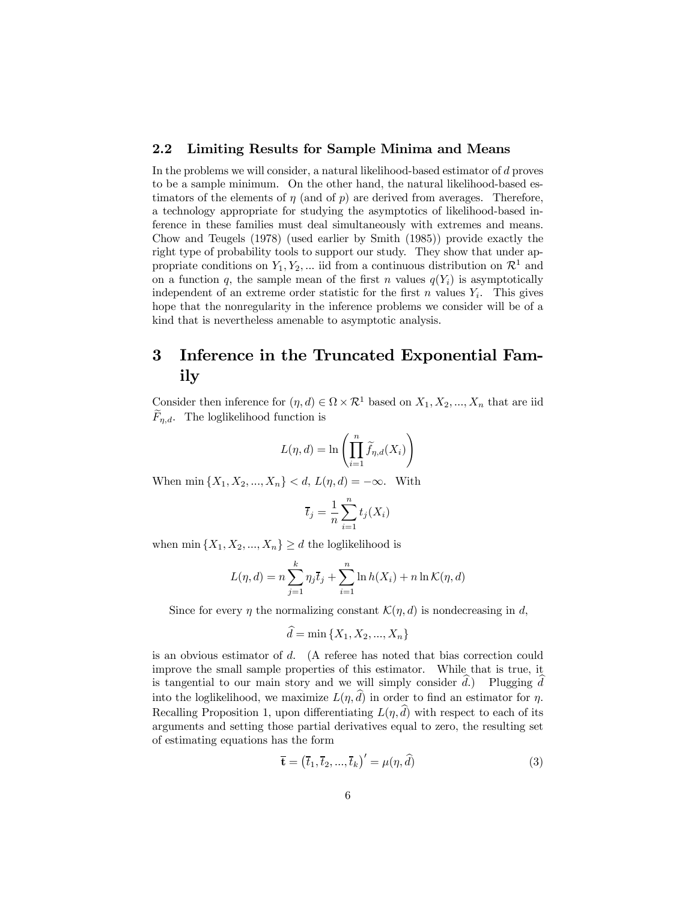### 2.2 Limiting Results for Sample Minima and Means

In the problems we will consider, a natural likelihood-based estimator of $d$ proves to be a sample minimum. On the other hand, the natural likelihood-based estimators of the elements of $\eta$ (and of $p$) are derived from averages. Therefore, a technology appropriate for studying the asymptotics of likelihood-based inference in these families must deal simultaneously with extremes and means. Chow and Teugels (1978) (used earlier by Smith (1985)) provide exactly the right type of probability tools to support our study. They show that under appropriate conditions on $Y_1, Y_2, ...$ iid from a continuous distribution on $\mathcal{R}^1$ and on a function $q$, the sample mean of the first $n$ values $q(Y_i)$ is asymptotically independent of an extreme order statistic for the first $n$ values $Y_i$. This gives hope that the nonregularity in the inference problems we consider will be of a kind that is nevertheless amenable to asymptotic analysis.

# 3 Inference in the Truncated Exponential Family

Consider then inference for $(\eta, d) \in \Omega \times \mathcal{R}^1$ based on $X_1, X_2, ..., X_n$ that are iid $\widetilde{F}_{\eta,d}$. The loglikelihood function is

$$L(\eta, d) = \ln\left(\prod_{i=1}^{n} \widetilde{f}_{\eta,d}(X_i)\right)$$

When $\min\{X_1, X_2, ..., X_n\} < d$, $L(\eta, d) = -\infty$. With

$$\overline{t}_j = \frac{1}{n}\sum_{i=1}^{n} t_j(X_i)$$

when $\min\{X_1, X_2, ..., X_n\} \geq d$ the loglikelihood is

$$L(\eta, d) = n\sum_{j=1}^{k} \eta_j \overline{t}_j + \sum_{i=1}^{n} \ln h(X_i) + n\ln \mathcal{K}(\eta, d)$$

Since for every $\eta$ the normalizing constant $\mathcal{K}(\eta, d)$ is nondecreasing in $d$,

$$\widehat{d} = \min\{X_1, X_2, ..., X_n\}$$

is an obvious estimator of $d$. (A referee has noted that bias correction could improve the small sample properties of this estimator. While that is true, it is tangential to our main story and we will simply consider $\widehat{d}$.) Plugging $\widehat{d}$ into the loglikelihood, we maximize $L(\eta, \widehat{d})$ in order to find an estimator for $\eta$. Recalling Proposition 1, upon differentiating $L(\eta, \widehat{d})$ with respect to each of its arguments and setting those partial derivatives equal to zero, the resulting set of estimating equations has the form

$$\overline{\mathbf{t}} = \left(\overline{t}_1, \overline{t}_2, ..., \overline{t}_k\right)' = \mu(\eta, \widehat{d}) \tag{3}$$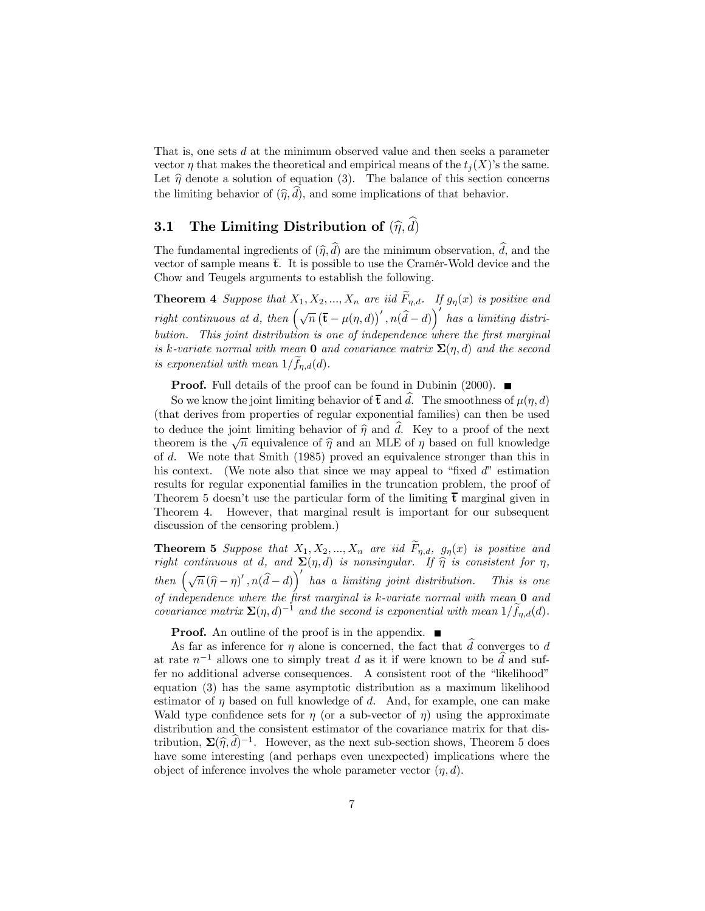That is, one sets $d$ at the minimum observed value and then seeks a parameter vector $\eta$ that makes the theoretical and empirical means of the $t_j(X)$'s the same. Let $\widehat{\eta}$ denote a solution of equation (3). The balance of this section concerns the limiting behavior of $(\widehat{\eta}, \widehat{d})$, and some implications of that behavior.

### 3.1 The Limiting Distribution of $(\widehat{\eta}, \widehat{d})$

The fundamental ingredients of $(\widehat{\eta}, \widehat{d})$ are the minimum observation, $\widehat{d}$, and the vector of sample means $\overline{\mathbf{t}}$. It is possible to use the Cramér-Wold device and the Chow and Teugels arguments to establish the following.

**Theorem 4** *Suppose that $X_1, X_2, ..., X_n$ are iid $\widetilde{F}_{\eta,d}$. If $g_\eta(x)$ is positive and right continuous at $d$, then $\left(\sqrt{n}\left(\overline{\mathbf{t}} - \mu(\eta, d)\right)', n(\widehat{d} - d)\right)'$ has a limiting distribution. This joint distribution is one of independence where the first marginal is k-variate normal with mean $\mathbf{0}$ and covariance matrix $\mathbf{\Sigma}(\eta, d)$ and the second is exponential with mean $1/\widetilde{f}_{\eta,d}(d)$.*

**Proof.** Full details of the proof can be found in Dubinin (2000). ■

So we know the joint limiting behavior of $\overline{\mathbf{t}}$ and $\widehat{d}$. The smoothness of $\mu(\eta, d)$ (that derives from properties of regular exponential families) can then be used to deduce the joint limiting behavior of $\widehat{\eta}$ and $\widehat{d}$. Key to a proof of the next theorem is the $\sqrt{n}$ equivalence of $\widehat{\eta}$ and an MLE of $\eta$ based on full knowledge of $d$. We note that Smith (1985) proved an equivalence stronger than this in his context. (We note also that since we may appeal to "fixed $d$" estimation results for regular exponential families in the truncation problem, the proof of Theorem 5 doesn't use the particular form of the limiting $\overline{\mathbf{t}}$ marginal given in Theorem 4. However, that marginal result is important for our subsequent discussion of the censoring problem.)

**Theorem 5** *Suppose that $X_1, X_2, ..., X_n$ are iid $\widetilde{F}_{\eta,d}$, $g_\eta(x)$ is positive and right continuous at $d$, and $\mathbf{\Sigma}(\eta, d)$ is nonsingular. If $\widehat{\eta}$ is consistent for $\eta$, then $\left(\sqrt{n}\left(\widehat{\eta} - \eta\right)', n(\widehat{d} - d)\right)'$ has a limiting joint distribution. This is one of independence where the first marginal is k-variate normal with mean $\mathbf{0}$ and covariance matrix $\mathbf{\Sigma}(\eta, d)^{-1}$ and the second is exponential with mean $1/\widetilde{f}_{\eta,d}(d)$.*

**Proof.** An outline of the proof is in the appendix. ■

As far as inference for $\eta$ alone is concerned, the fact that $\widehat{d}$ converges to $d$ at rate $n^{-1}$ allows one to simply treat $d$ as it if were known to be $\widehat{d}$ and suffer no additional adverse consequences. A consistent root of the "likelihood" equation (3) has the same asymptotic distribution as a maximum likelihood estimator of $\eta$ based on full knowledge of $d$. And, for example, one can make Wald type confidence sets for $\eta$ (or a sub-vector of $\eta$) using the approximate distribution and the consistent estimator of the covariance matrix for that distribution, $\mathbf{\Sigma}(\widehat{\eta}, \widehat{d})^{-1}$. However, as the next sub-section shows, Theorem 5 does have some interesting (and perhaps even unexpected) implications where the object of inference involves the whole parameter vector $(\eta, d)$.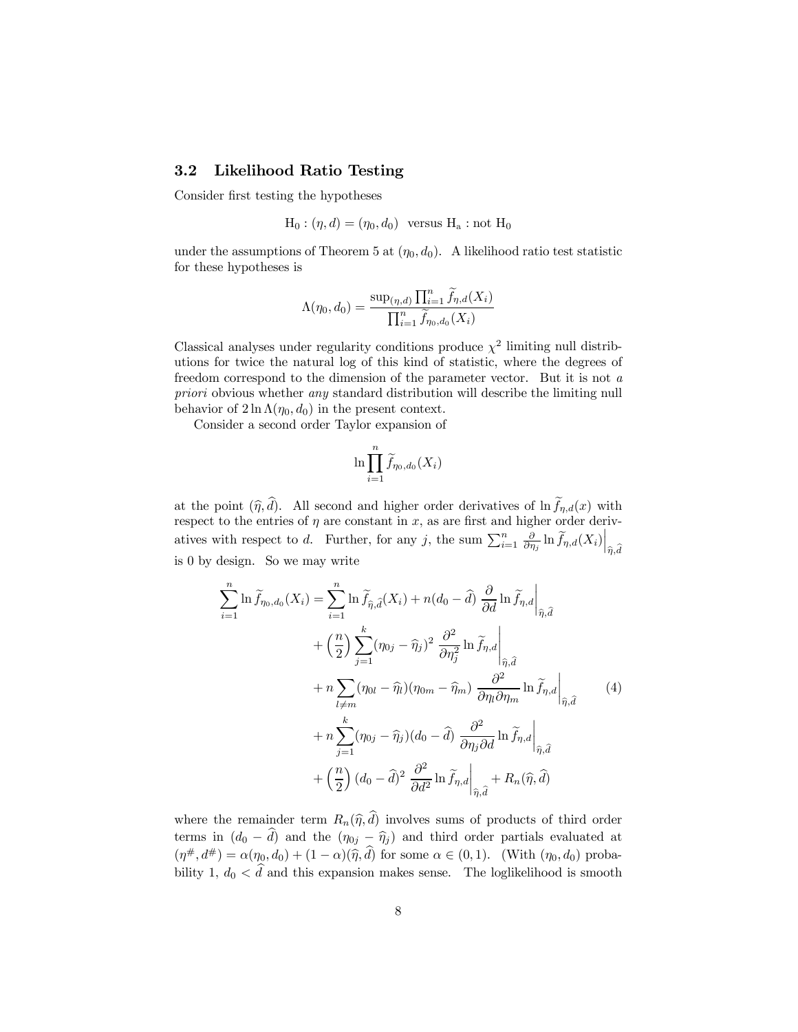### 3.2 Likelihood Ratio Testing

Consider first testing the hypotheses

$$\mathrm{H}_0 : (\eta, d) = (\eta_0, d_0) \quad \text{versus } \mathrm{H}_\mathrm{a} : \text{not } \mathrm{H}_0$$

under the assumptions of Theorem 5 at $(\eta_0, d_0)$. A likelihood ratio test statistic for these hypotheses is

$$\Lambda(\eta_0, d_0) = \frac{\sup_{(\eta,d)} \prod_{i=1}^n \widetilde{f}_{\eta,d}(X_i)}{\prod_{i=1}^n \widetilde{f}_{\eta_0,d_0}(X_i)}$$

Classical analyses under regularity conditions produce $\chi^2$ limiting null distributions for twice the natural log of this kind of statistic, where the degrees of freedom correspond to the dimension of the parameter vector. But it is not *a priori* obvious whether *any* standard distribution will describe the limiting null behavior of $2 \ln \Lambda(\eta_0, d_0)$ in the present context.

Consider a second order Taylor expansion of

$$\ln \prod_{i=1}^n \widetilde{f}_{\eta_0,d_0}(X_i)$$

at the point $(\widehat{\eta}, \widehat{d})$. All second and higher order derivatives of $\ln \widetilde{f}_{\eta,d}(x)$ with respect to the entries of $\eta$ are constant in $x$, as are first and higher order derivatives with respect to $d$. Further, for any $j$, the sum $\sum_{i=1}^n \frac{\partial}{\partial \eta_j} \ln \widetilde{f}_{\eta,d}(X_i)\Big|_{\widehat{\eta},\widehat{d}}$ is 0 by design. So we may write

$$\begin{aligned}
\sum_{i=1}^n \ln \widetilde{f}_{\eta_0,d_0}(X_i) = {} & \sum_{i=1}^n \ln \widetilde{f}_{\widehat{\eta},\widehat{d}}(X_i) + n(d_0 - \widehat{d})\, \frac{\partial}{\partial d} \ln \widetilde{f}_{\eta,d}\Big|_{\widehat{\eta},\widehat{d}} \\
& + \left(\frac{n}{2}\right) \sum_{j=1}^k (\eta_{0j} - \widehat{\eta}_j)^2\, \frac{\partial^2}{\partial \eta_j^2} \ln \widetilde{f}_{\eta,d}\Big|_{\widehat{\eta},\widehat{d}} \\
& + n \sum_{l \neq m} (\eta_{0l} - \widehat{\eta}_l)(\eta_{0m} - \widehat{\eta}_m)\, \frac{\partial^2}{\partial \eta_l \partial \eta_m} \ln \widetilde{f}_{\eta,d}\Big|_{\widehat{\eta},\widehat{d}} \\
& + n \sum_{j=1}^k (\eta_{0j} - \widehat{\eta}_j)(d_0 - \widehat{d})\, \frac{\partial^2}{\partial \eta_j \partial d} \ln \widetilde{f}_{\eta,d}\Big|_{\widehat{\eta},\widehat{d}} \\
& + \left(\frac{n}{2}\right) (d_0 - \widehat{d})^2\, \frac{\partial^2}{\partial d^2} \ln \widetilde{f}_{\eta,d}\Big|_{\widehat{\eta},\widehat{d}} + R_n(\widehat{\eta}, \widehat{d})
\end{aligned} \tag{4}$$

where the remainder term $R_n(\widehat{\eta}, \widehat{d})$ involves sums of products of third order terms in $(d_0 - \widehat{d})$ and the $(\eta_{0j} - \widehat{\eta}_j)$ and third order partials evaluated at $(\eta^\#, d^\#) = \alpha(\eta_0, d_0) + (1 - \alpha)(\widehat{\eta}, \widehat{d})$ for some $\alpha \in (0, 1)$. (With $(\eta_0, d_0)$ probability 1, $d_0 < \widehat{d}$ and this expansion makes sense. The loglikelihood is smooth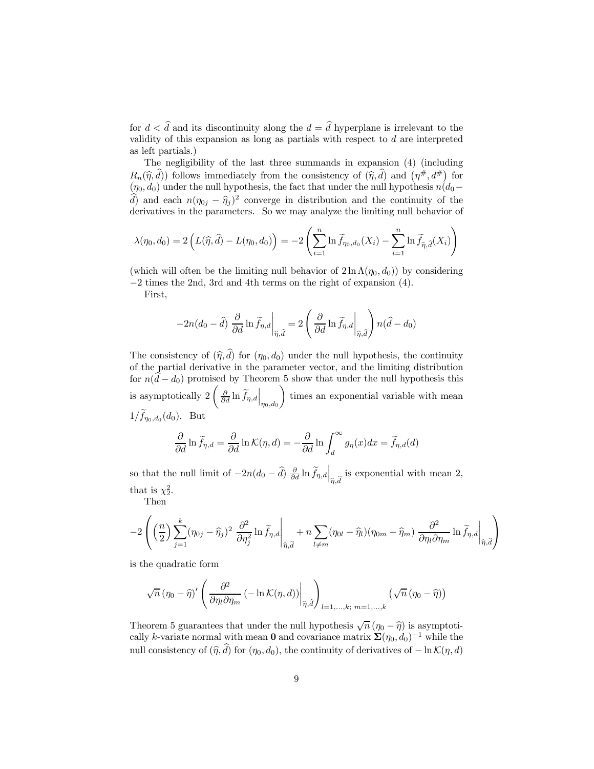for $d < \widehat{d}$ and its discontinuity along the $d = \widehat{d}$ hyperplane is irrelevant to the validity of this expansion as long as partials with respect to $d$ are interpreted as left partials.)

The negligibility of the last three summands in expansion (4) (including $R_n(\widehat{\eta}, \widehat{d})$) follows immediately from the consistency of $(\widehat{\eta}, \widehat{d})$ and $(\eta^\#, d^\#)$ for $(\eta_0, d_0)$ under the null hypothesis, the fact that under the null hypothesis $n(d_0 - \widehat{d})$ and each $n(\eta_{0j} - \widehat{\eta}_j)^2$ converge in distribution and the continuity of the derivatives in the parameters. So we may analyze the limiting null behavior of

$$\lambda(\eta_0, d_0) = 2\left(L(\widehat{\eta}, \widehat{d}) - L(\eta_0, d_0)\right) = -2\left(\sum_{i=1}^{n} \ln \widetilde{f}_{\eta_0, d_0}(X_i) - \sum_{i=1}^{n} \ln \widetilde{f}_{\widehat{\eta}, \widehat{d}}(X_i)\right)$$

(which will often be the limiting null behavior of $2\ln\Lambda(\eta_0, d_0)$) by considering $-2$ times the 2nd, 3rd and 4th terms on the right of expansion (4).

First,

$$-2n(d_0 - \widehat{d})\, \frac{\partial}{\partial d} \ln \widetilde{f}_{\eta,d}\bigg|_{\widehat{\eta},\widehat{d}} = 2\left(\frac{\partial}{\partial d} \ln \widetilde{f}_{\eta,d}\bigg|_{\widehat{\eta},\widehat{d}}\right) n(\widehat{d} - d_0)$$

The consistency of $(\widehat{\eta}, \widehat{d})$ for $(\eta_0, d_0)$ under the null hypothesis, the continuity of the partial derivative in the parameter vector, and the limiting distribution for $n(\widehat{d} - d_0)$ promised by Theorem 5 show that under the null hypothesis this is asymptotically $2\left(\frac{\partial}{\partial d} \ln \widetilde{f}_{\eta,d}\Big|_{\eta_0,d_0}\right)$ times an exponential variable with mean $1/\widetilde{f}_{\eta_0,d_0}(d_0)$. But

$$\frac{\partial}{\partial d} \ln \widetilde{f}_{\eta,d} = \frac{\partial}{\partial d} \ln \mathcal{K}(\eta, d) = -\frac{\partial}{\partial d} \ln \int_d^\infty g_\eta(x)dx = \widetilde{f}_{\eta,d}(d)$$

so that the null limit of $-2n(d_0 - \widehat{d})\, \frac{\partial}{\partial d} \ln \widetilde{f}_{\eta,d}\Big|_{\widehat{\eta},\widehat{d}}$ is exponential with mean 2, that is $\chi^2_2$.

Then

$$-2\left(\left(\frac{n}{2}\right)\sum_{j=1}^{k}(\eta_{0j} - \widehat{\eta}_j)^2\, \frac{\partial^2}{\partial \eta_j^2} \ln \widetilde{f}_{\eta,d}\bigg|_{\widehat{\eta},\widehat{d}} + n\sum_{l \neq m}(\eta_{0l} - \widehat{\eta}_l)(\eta_{0m} - \widehat{\eta}_m)\, \frac{\partial^2}{\partial \eta_l \partial \eta_m} \ln \widetilde{f}_{\eta,d}\bigg|_{\widehat{\eta},\widehat{d}}\right)$$

is the quadratic form

$$\sqrt{n}\,(\eta_0 - \widehat{\eta})' \left(\frac{\partial^2}{\partial \eta_l \partial \eta_m}\left(-\ln \mathcal{K}(\eta, d)\right)\bigg|_{\widehat{\eta},\widehat{d}}\right)_{l=1,\ldots,k;\ m=1,\ldots,k} \left(\sqrt{n}\,(\eta_0 - \widehat{\eta})\right)$$

Theorem 5 guarantees that under the null hypothesis $\sqrt{n}\,(\eta_0 - \widehat{\eta})$ is asymptotically $k$-variate normal with mean $\mathbf{0}$ and covariance matrix $\mathbf{\Sigma}(\eta_0, d_0)^{-1}$ while the null consistency of $(\widehat{\eta}, \widehat{d})$ for $(\eta_0, d_0)$, the continuity of derivatives of $-\ln \mathcal{K}(\eta, d)$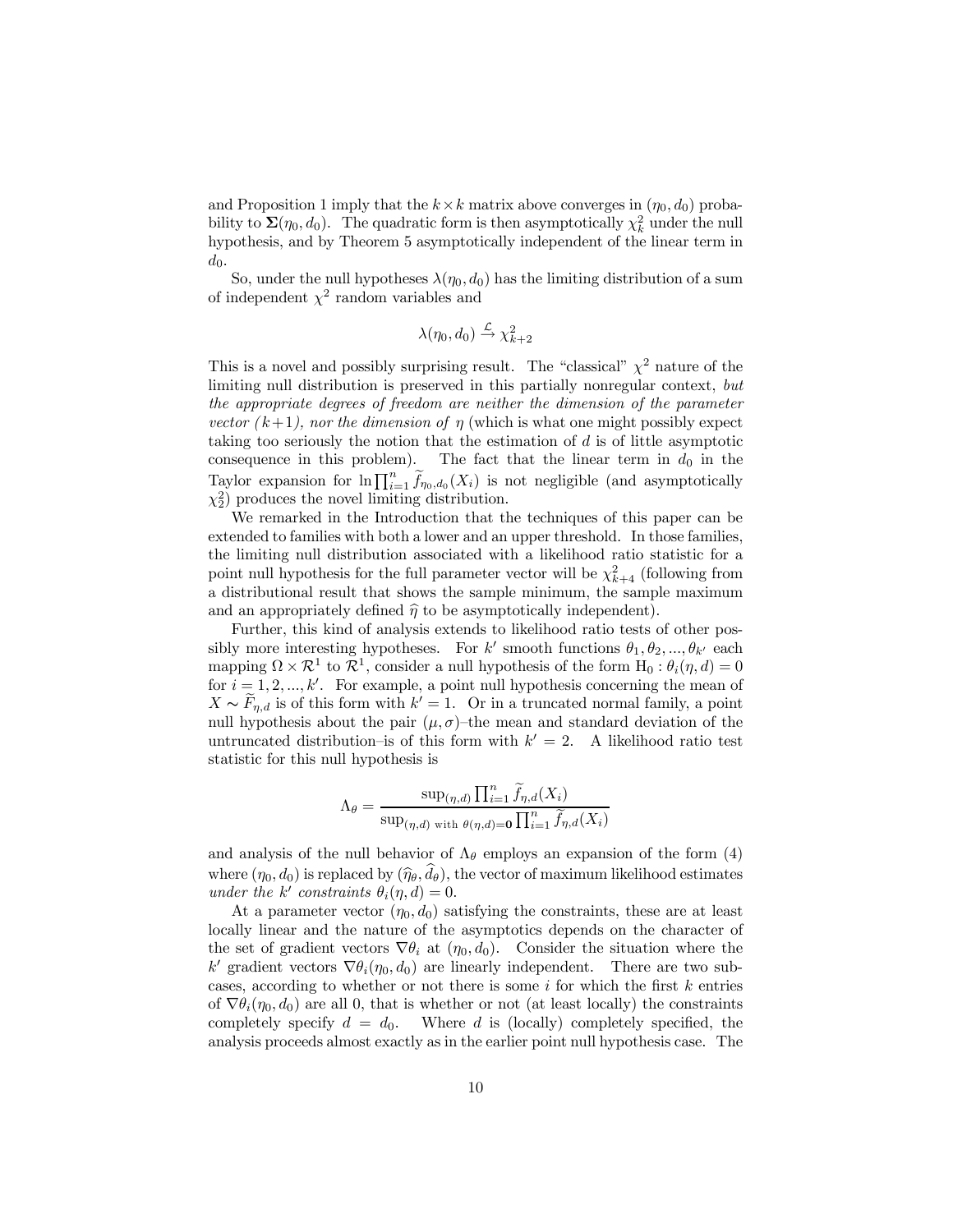and Proposition 1 imply that the $k \times k$ matrix above converges in $(\eta_0, d_0)$ probability to $\mathbf{\Sigma}(\eta_0, d_0)$. The quadratic form is then asymptotically $\chi^2_k$ under the null hypothesis, and by Theorem 5 asymptotically independent of the linear term in $d_0$.

So, under the null hypotheses $\lambda(\eta_0, d_0)$ has the limiting distribution of a sum of independent $\chi^2$ random variables and

$$\lambda(\eta_0, d_0) \xrightarrow{\mathcal{L}} \chi^2_{k+2}$$

This is a novel and possibly surprising result. The "classical" $\chi^2$ nature of the limiting null distribution is preserved in this partially nonregular context, *but the appropriate degrees of freedom are neither the dimension of the parameter vector* $(k+1)$*, nor the dimension of* $\eta$ (which is what one might possibly expect taking too seriously the notion that the estimation of $d$ is of little asymptotic consequence in this problem). The fact that the linear term in $d_0$ in the Taylor expansion for $\ln \prod_{i=1}^{n} \widetilde{f}_{\eta_0, d_0}(X_i)$ is not negligible (and asymptotically $\chi^2_2$) produces the novel limiting distribution.

We remarked in the Introduction that the techniques of this paper can be extended to families with both a lower and an upper threshold. In those families, the limiting null distribution associated with a likelihood ratio statistic for a point null hypothesis for the full parameter vector will be $\chi^2_{k+4}$ (following from a distributional result that shows the sample minimum, the sample maximum and an appropriately defined $\widehat{\eta}$ to be asymptotically independent).

Further, this kind of analysis extends to likelihood ratio tests of other possibly more interesting hypotheses. For $k'$ smooth functions $\theta_1, \theta_2, ..., \theta_{k'}$ each mapping $\Omega \times \mathcal{R}^1$ to $\mathcal{R}^1$, consider a null hypothesis of the form $\mathrm{H}_0 : \theta_i(\eta, d) = 0$ for $i = 1, 2, ..., k'$. For example, a point null hypothesis concerning the mean of $X \sim \widetilde{F}_{\eta,d}$ is of this form with $k' = 1$. Or in a truncated normal family, a point null hypothesis about the pair $(\mu, \sigma)$–the mean and standard deviation of the untruncated distribution–is of this form with $k' = 2$. A likelihood ratio test statistic for this null hypothesis is

$$\Lambda_\theta = \frac{\sup_{(\eta,d)} \prod_{i=1}^{n} \widetilde{f}_{\eta,d}(X_i)}{\sup_{(\eta,d) \text{ with } \theta(\eta,d)=\mathbf{0}} \prod_{i=1}^{n} \widetilde{f}_{\eta,d}(X_i)}$$

and analysis of the null behavior of $\Lambda_\theta$ employs an expansion of the form (4) where $(\eta_0, d_0)$ is replaced by $(\widehat{\eta}_\theta, \widehat{d}_\theta)$, the vector of maximum likelihood estimates *under the* $k'$ *constraints* $\theta_i(\eta, d) = 0$.

At a parameter vector $(\eta_0, d_0)$ satisfying the constraints, these are at least locally linear and the nature of the asymptotics depends on the character of the set of gradient vectors $\nabla\theta_i$ at $(\eta_0, d_0)$. Consider the situation where the $k'$ gradient vectors $\nabla\theta_i(\eta_0, d_0)$ are linearly independent. There are two subcases, according to whether or not there is some $i$ for which the first $k$ entries of $\nabla\theta_i(\eta_0, d_0)$ are all 0, that is whether or not (at least locally) the constraints completely specify $d = d_0$. Where $d$ is (locally) completely specified, the analysis proceeds almost exactly as in the earlier point null hypothesis case. The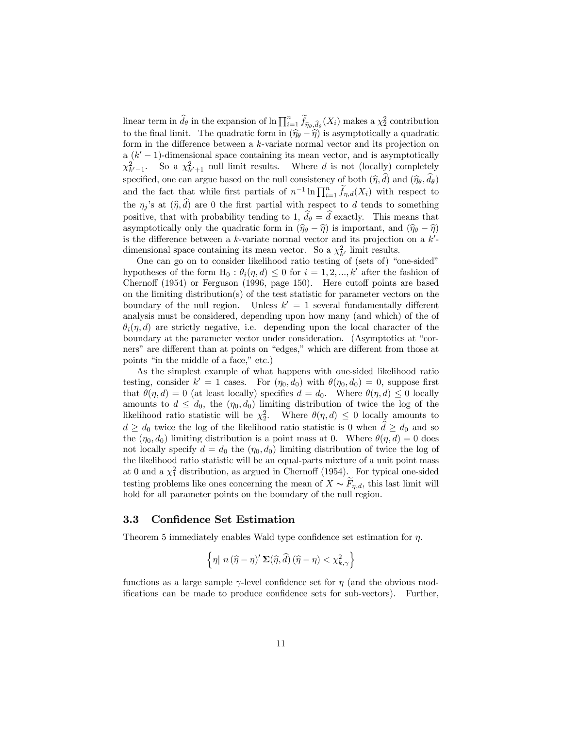linear term in $\widehat{d}_\theta$ in the expansion of $\ln \prod_{i=1}^n \widetilde{f}_{\widehat{\eta}_\theta,\widehat{d}_\theta}(X_i)$ makes a $\chi^2_2$ contribution to the final limit. The quadratic form in $(\widehat{\eta}_\theta - \widehat{\eta})$ is asymptotically a quadratic form in the difference between a $k$-variate normal vector and its projection on a $(k'-1)$-dimensional space containing its mean vector, and is asymptotically $\chi^2_{k'-1}$. So a $\chi^2_{k'+1}$ null limit results. Where $d$ is not (locally) completely specified, one can argue based on the null consistency of both $(\widehat{\eta},\widehat{d})$ and $(\widehat{\eta}_\theta,\widehat{d}_\theta)$ and the fact that while first partials of $n^{-1}\ln \prod_{i=1}^n \widetilde{f}_{\eta,d}(X_i)$ with respect to the $\eta_j$'s at $(\widehat{\eta},\widehat{d})$ are 0 the first partial with respect to $d$ tends to something positive, that with probability tending to 1, $\widehat{d}_\theta = \widehat{d}$ exactly. This means that asymptotically only the quadratic form in $(\widehat{\eta}_\theta - \widehat{\eta})$ is important, and $(\widehat{\eta}_\theta - \widehat{\eta})$ is the difference between a $k$-variate normal vector and its projection on a $k'$-dimensional space containing its mean vector. So a $\chi^2_{k'}$ limit results.

One can go on to consider likelihood ratio testing of (sets of) "one-sided" hypotheses of the form $\mathrm{H}_0 : \theta_i(\eta, d) \leq 0$ for $i = 1, 2, ..., k'$ after the fashion of Chernoff (1954) or Ferguson (1996, page 150). Here cutoff points are based on the limiting distribution(s) of the test statistic for parameter vectors on the boundary of the null region. Unless $k' = 1$ several fundamentally different analysis must be considered, depending upon how many (and which) of the of $\theta_i(\eta, d)$ are strictly negative, i.e. depending upon the local character of the boundary at the parameter vector under consideration. (Asymptotics at "corners" are different than at points on "edges," which are different from those at points "in the middle of a face," etc.)

As the simplest example of what happens with one-sided likelihood ratio testing, consider $k' = 1$ cases. For $(\eta_0, d_0)$ with $\theta(\eta_0, d_0) = 0$, suppose first that $\theta(\eta, d) = 0$ (at least locally) specifies $d = d_0$. Where $\theta(\eta, d) \leq 0$ locally amounts to $d \leq d_0$, the $(\eta_0, d_0)$ limiting distribution of twice the log of the likelihood ratio statistic will be $\chi^2_2$. Where $\theta(\eta, d) \leq 0$ locally amounts to $d \geq d_0$ twice the log of the likelihood ratio statistic is 0 when $\widehat{d} \geq d_0$ and so the $(\eta_0, d_0)$ limiting distribution is a point mass at 0. Where $\theta(\eta, d) = 0$ does not locally specify $d = d_0$ the $(\eta_0, d_0)$ limiting distribution of twice the log of the likelihood ratio statistic will be an equal-parts mixture of a unit point mass at 0 and a $\chi^2_1$ distribution, as argued in Chernoff (1954). For typical one-sided testing problems like ones concerning the mean of $X \sim \widetilde{F}_{\eta,d}$, this last limit will hold for all parameter points on the boundary of the null region.

### 3.3 Confidence Set Estimation

Theorem 5 immediately enables Wald type confidence set estimation for $\eta$.

$$\left\{ \eta \middle| \; n\left(\widehat{\eta} - \eta\right)' \mathbf{\Sigma}(\widehat{\eta}, \widehat{d}) \left(\widehat{\eta} - \eta\right) < \chi^2_{k,\gamma} \right\}$$

functions as a large sample $\gamma$-level confidence set for $\eta$ (and the obvious modifications can be made to produce confidence sets for sub-vectors). Further,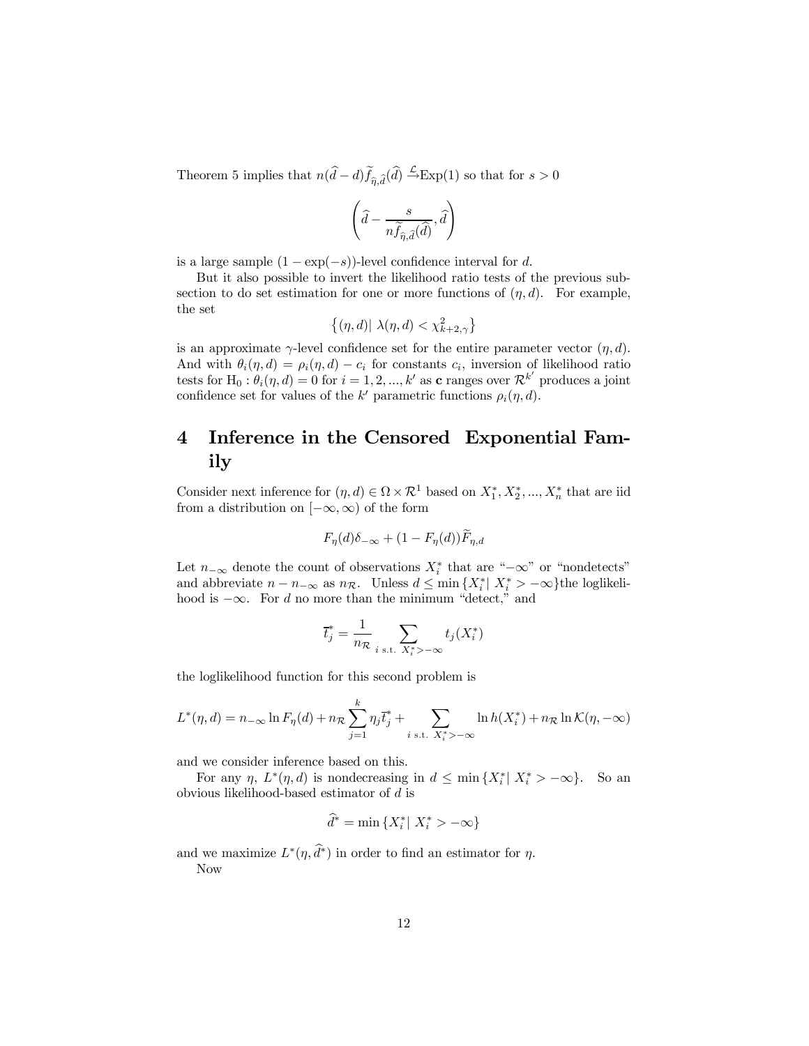Theorem 5 implies that $n(\widehat{d}-d)\widetilde{f}_{\widehat{\eta},\widehat{d}}(\widehat{d}) \xrightarrow{\mathcal{L}} \text{Exp}(1)$ so that for $s > 0$

$$\left(\widehat{d} - \frac{s}{n\widetilde{f}_{\widehat{\eta},\widehat{d}}(\widehat{d})}, \widehat{d}\right)$$

is a large sample $(1-\exp(-s))$-level confidence interval for $d$.

But it also possible to invert the likelihood ratio tests of the previous subsection to do set estimation for one or more functions of $(\eta, d)$. For example, the set

$$\left\{(\eta, d) | \; \lambda(\eta, d) < \chi^2_{k+2,\gamma}\right\}$$

is an approximate $\gamma$-level confidence set for the entire parameter vector $(\eta, d)$. And with $\theta_i(\eta, d) = \rho_i(\eta, d) - c_i$ for constants $c_i$, inversion of likelihood ratio tests for $\text{H}_0 : \theta_i(\eta, d) = 0$ for $i = 1, 2, ..., k'$ as $\mathbf{c}$ ranges over $\mathcal{R}^{k'}$ produces a joint confidence set for values of the $k'$ parametric functions $\rho_i(\eta, d)$.

# 4 Inference in the Censored Exponential Family

Consider next inference for $(\eta, d) \in \Omega \times \mathcal{R}^1$ based on $X_1^*, X_2^*, ..., X_n^*$ that are iid from a distribution on $[-\infty, \infty)$ of the form

$$F_\eta(d)\delta_{-\infty} + (1 - F_\eta(d))\widetilde{F}_{\eta,d}$$

Let $n_{-\infty}$ denote the count of observations $X_i^*$ that are "$-\infty$" or "nondetects" and abbreviate $n - n_{-\infty}$ as $n_\mathcal{R}$. Unless $d \leq \min\{X_i^* | \; X_i^* > -\infty\}$the loglikelihood is $-\infty$. For $d$ no more than the minimum "detect," and

$$\overline{t}_j^* = \frac{1}{n_\mathcal{R}} \sum_{i \text{ s.t. } X_i^* > -\infty} t_j(X_i^*)$$

the loglikelihood function for this second problem is

$$L^*(\eta, d) = n_{-\infty} \ln F_\eta(d) + n_\mathcal{R} \sum_{j=1}^{k} \eta_j \overline{t}_j^* + \sum_{i \text{ s.t. } X_i^* > -\infty} \ln h(X_i^*) + n_\mathcal{R} \ln \mathcal{K}(\eta, -\infty)$$

and we consider inference based on this.

For any $\eta$, $L^*(\eta, d)$ is nondecreasing in $d \leq \min\{X_i^* | \; X_i^* > -\infty\}$. So an obvious likelihood-based estimator of $d$ is

$$\widehat{d^*} = \min\{X_i^* | \; X_i^* > -\infty\}$$

and we maximize $L^*(\eta, \widehat{d^*})$ in order to find an estimator for $\eta$.

Now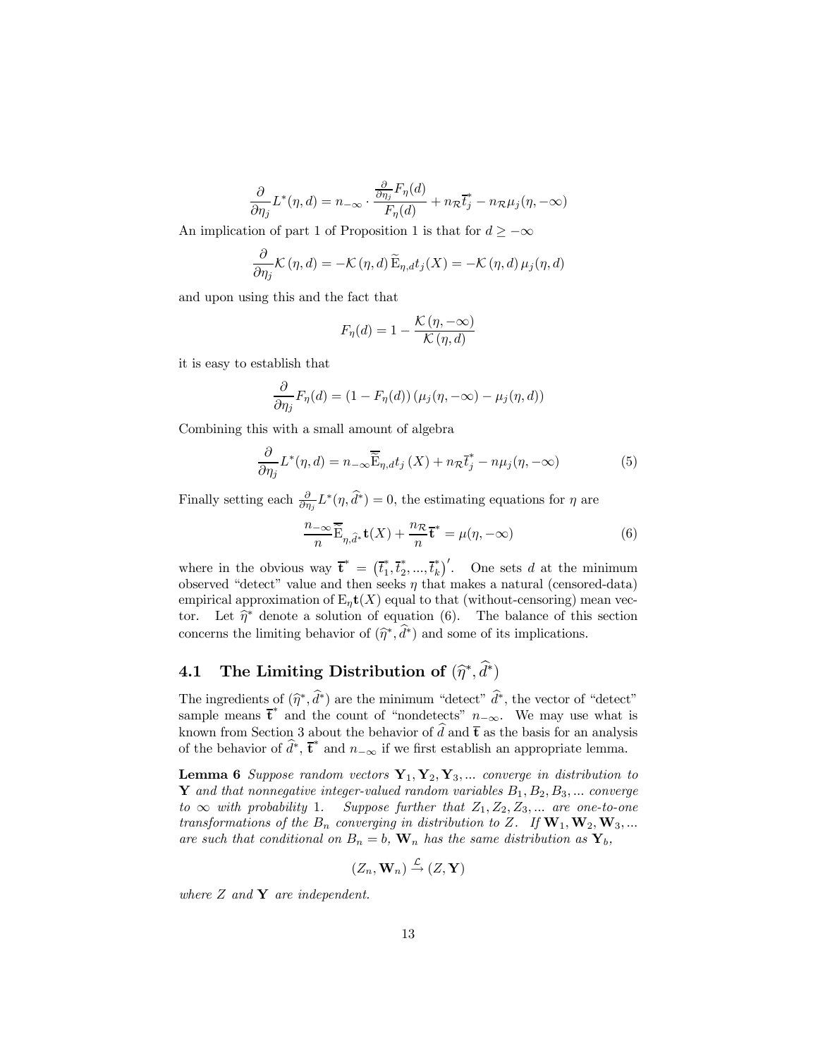$$\frac{\partial}{\partial \eta_j} L^*(\eta, d) = n_{-\infty} \cdot \frac{\frac{\partial}{\partial \eta_j} F_\eta(d)}{F_\eta(d)} + n_{\mathcal{R}} \bar{t}_j^* - n_{\mathcal{R}} \mu_j(\eta, -\infty)$$

An implication of part 1 of Proposition 1 is that for $d \geq -\infty$

$$\frac{\partial}{\partial \eta_j} \mathcal{K}(\eta, d) = -\mathcal{K}(\eta, d) \widetilde{\mathrm{E}}_{\eta,d} t_j(X) = -\mathcal{K}(\eta, d) \mu_j(\eta, d)$$

and upon using this and the fact that

$$F_\eta(d) = 1 - \frac{\mathcal{K}(\eta, -\infty)}{\mathcal{K}(\eta, d)}$$

it is easy to establish that

$$\frac{\partial}{\partial \eta_j} F_\eta(d) = (1 - F_\eta(d)) (\mu_j(\eta, -\infty) - \mu_j(\eta, d))$$

Combining this with a small amount of algebra

$$\frac{\partial}{\partial \eta_j} L^*(\eta, d) = n_{-\infty} \overline{\overline{\mathrm{E}}}_{\eta,d} t_j(X) + n_{\mathcal{R}} \bar{t}_j^* - n \mu_j(\eta, -\infty) \tag{5}$$

Finally setting each $\frac{\partial}{\partial \eta_j} L^*(\eta, \widehat{d}^*) = 0$, the estimating equations for $\eta$ are

$$\frac{n_{-\infty}}{n} \overline{\overline{\mathrm{E}}}_{\eta,\widehat{d}^*} \mathbf{t}(X) + \frac{n_{\mathcal{R}}}{n} \bar{\mathbf{t}}^* = \mu(\eta, -\infty) \tag{6}$$

where in the obvious way $\bar{\mathbf{t}}^* = \left(\bar{t}_1^*, \bar{t}_2^*, ..., \bar{t}_k^*\right)'$. One sets $d$ at the minimum observed "detect" value and then seeks $\eta$ that makes a natural (censored-data) empirical approximation of $\mathrm{E}_\eta \mathbf{t}(X)$ equal to that (without-censoring) mean vector. Let $\widehat{\eta}^*$ denote a solution of equation (6). The balance of this section concerns the limiting behavior of $(\widehat{\eta}^*, \widehat{d}^*)$ and some of its implications.

## 4.1 The Limiting Distribution of $(\widehat{\eta}^*, \widehat{d}^*)$

The ingredients of $(\widehat{\eta}^*, \widehat{d}^*)$ are the minimum "detect" $\widehat{d}^*$, the vector of "detect" sample means $\bar{\mathbf{t}}^*$ and the count of "nondetects" $n_{-\infty}$. We may use what is known from Section 3 about the behavior of $\widehat{d}$ and $\bar{\mathbf{t}}$ as the basis for an analysis of the behavior of $\widehat{d}^*$, $\bar{\mathbf{t}}^*$ and $n_{-\infty}$ if we first establish an appropriate lemma.

**Lemma 6** *Suppose random vectors $\mathbf{Y}_1, \mathbf{Y}_2, \mathbf{Y}_3, ...$ converge in distribution to $\mathbf{Y}$ and that nonnegative integer-valued random variables $B_1, B_2, B_3, ...$ converge to $\infty$ with probability 1. Suppose further that $Z_1, Z_2, Z_3, ...$ are one-to-one transformations of the $B_n$ converging in distribution to $Z$. If $\mathbf{W}_1, \mathbf{W}_2, \mathbf{W}_3, ...$ are such that conditional on $B_n = b$, $\mathbf{W}_n$ has the same distribution as $\mathbf{Y}_b$,*

$$(Z_n, \mathbf{W}_n) \xrightarrow{\mathcal{L}} (Z, \mathbf{Y})$$

*where $Z$ and $\mathbf{Y}$ are independent.*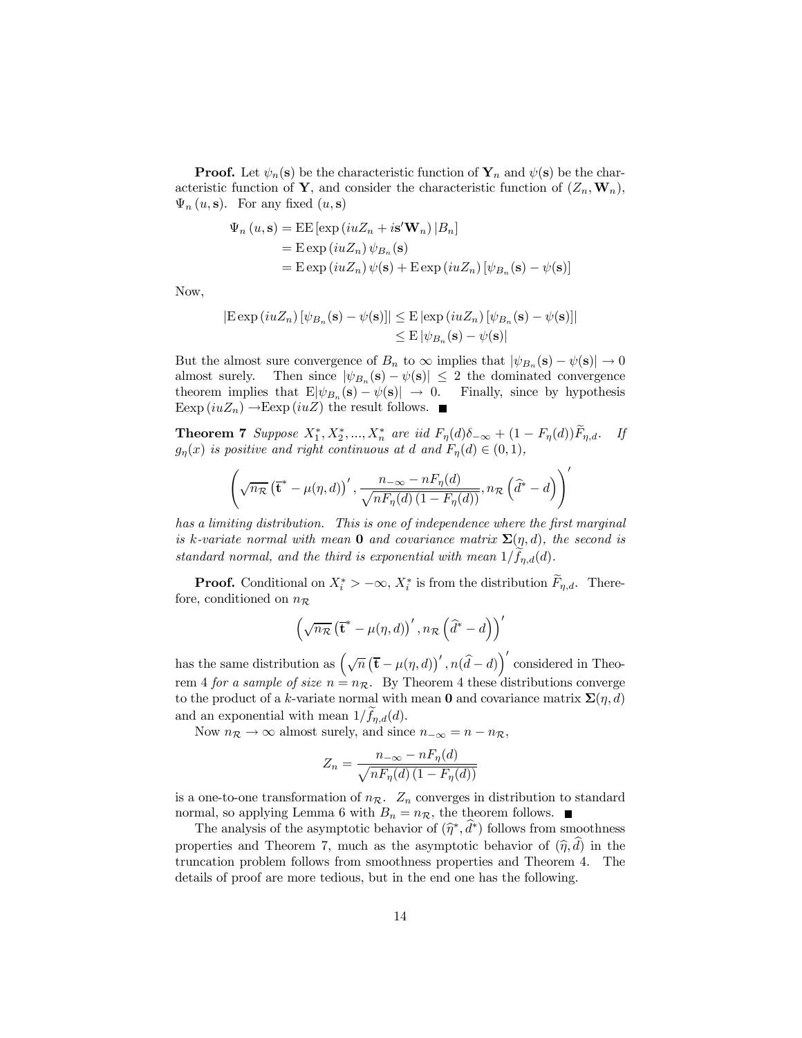**Proof.** Let $\psi_n(\mathbf{s})$ be the characteristic function of $\mathbf{Y}_n$ and $\psi(\mathbf{s})$ be the characteristic function of $\mathbf{Y}$, and consider the characteristic function of $(Z_n, \mathbf{W}_n)$, $\Psi_n(u, \mathbf{s})$. For any fixed $(u, \mathbf{s})$

$$
\begin{aligned}
\Psi_n(u, \mathbf{s}) &= \mathrm{E}\mathrm{E}\left[\exp\left(iuZ_n + i\mathbf{s}'\mathbf{W}_n\right) | B_n\right] \\
&= \mathrm{E}\exp\left(iuZ_n\right)\psi_{B_n}(\mathbf{s}) \\
&= \mathrm{E}\exp\left(iuZ_n\right)\psi(\mathbf{s}) + \mathrm{E}\exp\left(iuZ_n\right)\left[\psi_{B_n}(\mathbf{s}) - \psi(\mathbf{s})\right]
\end{aligned}
$$

Now,

$$
\begin{aligned}
\left|\mathrm{E}\exp\left(iuZ_n\right)\left[\psi_{B_n}(\mathbf{s}) - \psi(\mathbf{s})\right]\right| &\leq \mathrm{E}\left|\exp\left(iuZ_n\right)\left[\psi_{B_n}(\mathbf{s}) - \psi(\mathbf{s})\right]\right| \\
&\leq \mathrm{E}\left|\psi_{B_n}(\mathbf{s}) - \psi(\mathbf{s})\right|
\end{aligned}
$$

But the almost sure convergence of $B_n$ to $\infty$ implies that $|\psi_{B_n}(\mathbf{s}) - \psi(\mathbf{s})| \to 0$ almost surely. Then since $|\psi_{B_n}(\mathbf{s}) - \psi(\mathbf{s})| \leq 2$ the dominated convergence theorem implies that $\mathrm{E}|\psi_{B_n}(\mathbf{s}) - \psi(\mathbf{s})| \to 0$. Finally, since by hypothesis $\mathrm{E}\exp\left(iuZ_n\right) \to \mathrm{E}\exp\left(iuZ\right)$ the result follows. ■

**Theorem 7** *Suppose $X_1^*, X_2^*, ..., X_n^*$ are iid $F_\eta(d)\delta_{-\infty} + (1 - F_\eta(d))\widetilde{F}_{\eta,d}$. If $g_\eta(x)$ is positive and right continuous at $d$ and $F_\eta(d) \in (0, 1)$,*

$$
\left(\sqrt{n_{\mathcal{R}}}\left(\overline{\mathbf{t}}^* - \mu(\eta, d)\right)', \frac{n_{-\infty} - nF_\eta(d)}{\sqrt{nF_\eta(d)\left(1 - F_\eta(d)\right)}}, n_{\mathcal{R}}\left(\widehat{d}^* - d\right)\right)'
$$

*has a limiting distribution. This is one of independence where the first marginal is k-variate normal with mean $\mathbf{0}$ and covariance matrix $\mathbf{\Sigma}(\eta, d)$, the second is standard normal, and the third is exponential with mean $1/\widetilde{f}_{\eta,d}(d)$.*

**Proof.** Conditional on $X_i^* > -\infty$, $X_i^*$ is from the distribution $\widetilde{F}_{\eta,d}$. Therefore, conditioned on $n_{\mathcal{R}}$

$$
\left(\sqrt{n_{\mathcal{R}}}\left(\overline{\mathbf{t}}^* - \mu(\eta, d)\right)', n_{\mathcal{R}}\left(\widehat{d}^* - d\right)\right)'
$$

has the same distribution as $\left(\sqrt{n}\left(\overline{\mathbf{t}} - \mu(\eta, d)\right)', n(\widehat{d} - d)\right)'$ considered in Theorem 4 *for a sample of size* $n = n_{\mathcal{R}}$. By Theorem 4 these distributions converge to the product of a $k$-variate normal with mean $\mathbf{0}$ and covariance matrix $\mathbf{\Sigma}(\eta, d)$ and an exponential with mean $1/\widetilde{f}_{\eta,d}(d)$.

Now $n_{\mathcal{R}} \to \infty$ almost surely, and since $n_{-\infty} = n - n_{\mathcal{R}}$,

$$
Z_n = \frac{n_{-\infty} - nF_\eta(d)}{\sqrt{nF_\eta(d)\left(1 - F_\eta(d)\right)}}
$$

is a one-to-one transformation of $n_{\mathcal{R}}$. $Z_n$ converges in distribution to standard normal, so applying Lemma 6 with $B_n = n_{\mathcal{R}}$, the theorem follows. ■

The analysis of the asymptotic behavior of $(\widehat{\eta}^*, \widehat{d}^*)$ follows from smoothness properties and Theorem 7, much as the asymptotic behavior of $(\widehat{\eta}, \widehat{d})$ in the truncation problem follows from smoothness properties and Theorem 4. The details of proof are more tedious, but in the end one has the following.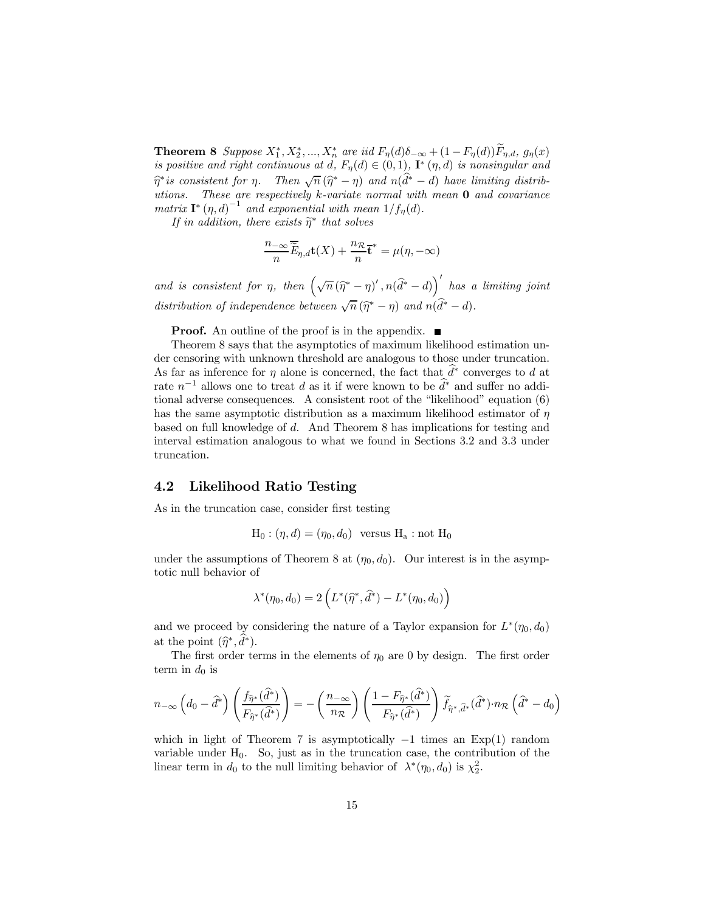**Theorem 8** *Suppose $X_1^*, X_2^*, ..., X_n^*$ are iid $F_\eta(d)\delta_{-\infty} + (1 - F_\eta(d))\widetilde{F}_{\eta,d}$, $g_\eta(x)$ is positive and right continuous at $d$, $F_\eta(d) \in (0,1)$, $\mathbf{I}^*(\eta, d)$ is nonsingular and $\widehat{\eta}^*$ is consistent for $\eta$. Then $\sqrt{n}(\widehat{\eta}^* - \eta)$ and $n(\widehat{d}^* - d)$ have limiting distributions. These are respectively $k$-variate normal with mean $\mathbf{0}$ and covariance matrix $\mathbf{I}^*(\eta, d)^{-1}$ and exponential with mean $1/f_\eta(d)$.*

*If in addition, there exists $\widetilde{\eta}^*$ that solves*

$$\frac{n_{-\infty}}{n}\overline{\widetilde{E}}_{\eta,d}\mathbf{t}(X) + \frac{n_{\mathcal{R}}}{n}\overline{\mathbf{t}}^* = \mu(\eta, -\infty)$$

*and is consistent for $\eta$, then $\left(\sqrt{n}(\widehat{\eta}^* - \eta)', n(\widehat{d}^* - d)\right)'$ has a limiting joint distribution of independence between $\sqrt{n}(\widehat{\eta}^* - \eta)$ and $n(\widehat{d}^* - d)$.*

**Proof.** An outline of the proof is in the appendix. ■

Theorem 8 says that the asymptotics of maximum likelihood estimation under censoring with unknown threshold are analogous to those under truncation. As far as inference for $\eta$ alone is concerned, the fact that $\widehat{d}^*$ converges to $d$ at rate $n^{-1}$ allows one to treat $d$ as it if were known to be $\widehat{d}^*$ and suffer no additional adverse consequences. A consistent root of the "likelihood" equation (6) has the same asymptotic distribution as a maximum likelihood estimator of $\eta$ based on full knowledge of $d$. And Theorem 8 has implications for testing and interval estimation analogous to what we found in Sections 3.2 and 3.3 under truncation.

## 4.2 Likelihood Ratio Testing

As in the truncation case, consider first testing

$$\mathrm{H}_0 : (\eta, d) = (\eta_0, d_0) \text{ versus } \mathrm{H}_\mathrm{a} : \text{not } \mathrm{H}_0$$

under the assumptions of Theorem 8 at $(\eta_0, d_0)$. Our interest is in the asymptotic null behavior of

$$\lambda^*(\eta_0, d_0) = 2\left(L^*(\widehat{\eta}^*, \widehat{d}^*) - L^*(\eta_0, d_0)\right)$$

and we proceed by considering the nature of a Taylor expansion for $L^*(\eta_0, d_0)$ at the point $(\widehat{\eta}^*, \widehat{d}^*)$.

The first order terms in the elements of $\eta_0$ are 0 by design. The first order term in $d_0$ is

$$n_{-\infty}\left(d_0 - \widehat{d}^*\right)\left(\frac{f_{\widehat{\eta}^*}(\widehat{d}^*)}{F_{\widehat{\eta}^*}(\widehat{d}^*)}\right) = -\left(\frac{n_{-\infty}}{n_{\mathcal{R}}}\right)\left(\frac{1 - F_{\widehat{\eta}^*}(\widehat{d}^*)}{F_{\widehat{\eta}^*}(\widehat{d}^*)}\right)\widetilde{f}_{\widehat{\eta}^*,\widehat{d}^*}(\widehat{d}^*) \cdot n_{\mathcal{R}}\left(\widehat{d}^* - d_0\right)$$

which in light of Theorem 7 is asymptotically $-1$ times an Exp(1) random variable under $\mathrm{H}_0$. So, just as in the truncation case, the contribution of the linear term in $d_0$ to the null limiting behavior of $\lambda^*(\eta_0, d_0)$ is $\chi^2_2$.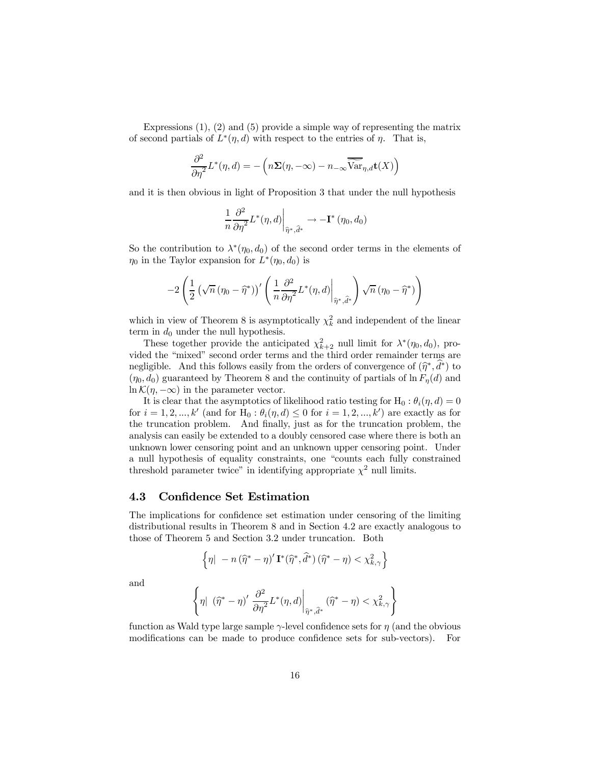Expressions (1), (2) and (5) provide a simple way of representing the matrix of second partials of $L^*(\eta, d)$ with respect to the entries of $\eta$. That is,

$$\frac{\partial^2}{\partial \eta^2} L^*(\eta, d) = -\left( n \boldsymbol{\Sigma}(\eta, -\infty) - n_{-\infty} \widehat{\overline{\mathrm{Var}}}_{\eta, d} \mathbf{t}(X) \right)$$

and it is then obvious in light of Proposition 3 that under the null hypothesis

$$\frac{1}{n} \frac{\partial^2}{\partial \eta^2} L^*(\eta, d) \bigg|_{\widehat{\eta}^*, \widehat{d}^*} \rightarrow -\mathbf{I}^*(\eta_0, d_0)$$

So the contribution to $\lambda^*(\eta_0, d_0)$ of the second order terms in the elements of $\eta_0$ in the Taylor expansion for $L^*(\eta_0, d_0)$ is

$$-2 \left( \frac{1}{2} \left( \sqrt{n} \left( \eta_0 - \widehat{\eta}^* \right) \right)' \left( \frac{1}{n} \frac{\partial^2}{\partial \eta^2} L^*(\eta, d) \bigg|_{\widehat{\eta}^*, \widehat{d}^*} \right) \sqrt{n} \left( \eta_0 - \widehat{\eta}^* \right) \right)$$

which in view of Theorem 8 is asymptotically $\chi^2_k$ and independent of the linear term in $d_0$ under the null hypothesis.

These together provide the anticipated $\chi^2_{k+2}$ null limit for $\lambda^*(\eta_0, d_0)$, provided the "mixed" second order terms and the third order remainder terms are negligible. And this follows easily from the orders of convergence of $(\widehat{\eta}^*, \widehat{d}^*)$ to $(\eta_0, d_0)$ guaranteed by Theorem 8 and the continuity of partials of $\ln F_\eta(d)$ and $\ln \mathcal{K}(\eta, -\infty)$ in the parameter vector.

It is clear that the asymptotics of likelihood ratio testing for $\mathrm{H}_0 : \theta_i(\eta, d) = 0$ for $i = 1, 2, ..., k'$ (and for $\mathrm{H}_0 : \theta_i(\eta, d) \leq 0$ for $i = 1, 2, ..., k'$) are exactly as for the truncation problem. And finally, just as for the truncation problem, the analysis can easily be extended to a doubly censored case where there is both an unknown lower censoring point and an unknown upper censoring point. Under a null hypothesis of equality constraints, one "counts each fully constrained threshold parameter twice" in identifying appropriate $\chi^2$ null limits.

### 4.3 Confidence Set Estimation

The implications for confidence set estimation under censoring of the limiting distributional results in Theorem 8 and in Section 4.2 are exactly analogous to those of Theorem 5 and Section 3.2 under truncation. Both

$$\left\{ \eta \middle| \; -n \left( \widehat{\eta}^* - \eta \right)' \mathbf{I}^*(\widehat{\eta}^*, \widehat{d}^*) \left( \widehat{\eta}^* - \eta \right) < \chi^2_{k,\gamma} \right\}$$

and

$$\left\{ \eta \middle| \; \left( \widehat{\eta}^* - \eta \right)' \frac{\partial^2}{\partial \eta^2} L^*(\eta, d) \bigg|_{\widehat{\eta}^*, \widehat{d}^*} \left( \widehat{\eta}^* - \eta \right) < \chi^2_{k,\gamma} \right\}$$

function as Wald type large sample $\gamma$-level confidence sets for $\eta$ (and the obvious modifications can be made to produce confidence sets for sub-vectors). For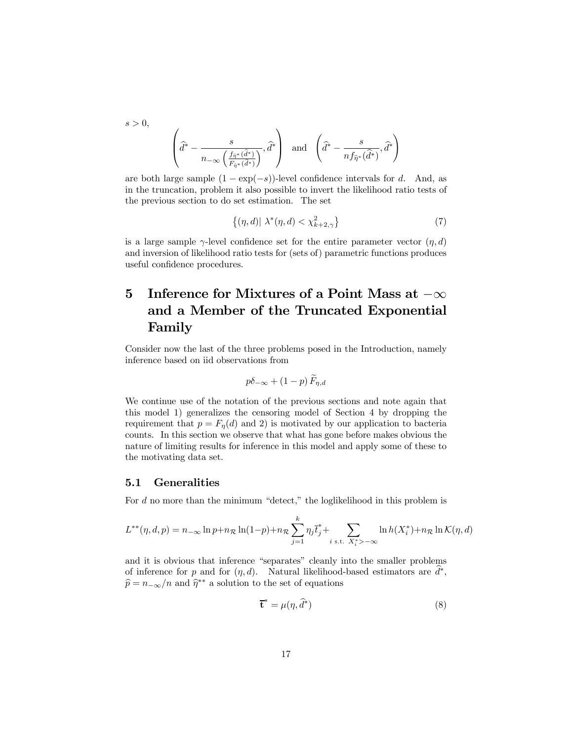$s > 0$,

$$\left(\widehat{d}^* - \frac{s}{n_{-\infty}\left(\frac{f_{\widehat{\eta}^*}(\widehat{d}^*)}{F_{\widehat{\eta}^*}(\widehat{d}^*)}\right)}, \widehat{d}^*\right) \quad \text{and} \quad \left(\widehat{d}^* - \frac{s}{n f_{\widehat{\eta}^*}(\widehat{d}^*)}, \widehat{d}^*\right)$$

are both large sample $(1 - \exp(-s))$-level confidence intervals for $d$. And, as in the truncation, problem it also possible to invert the likelihood ratio tests of the previous section to do set estimation. The set

$$\left\{(\eta, d) | \; \lambda^*(\eta, d) < \chi^2_{k+2,\gamma}\right\} \tag{7}$$

is a large sample $\gamma$-level confidence set for the entire parameter vector $(\eta, d)$ and inversion of likelihood ratio tests for (sets of) parametric functions produces useful confidence procedures.

# 5 Inference for Mixtures of a Point Mass at $-\infty$ and a Member of the Truncated Exponential Family

Consider now the last of the three problems posed in the Introduction, namely inference based on iid observations from

$$p\delta_{-\infty} + (1-p)\,\widetilde{F}_{\eta,d}$$

We continue use of the notation of the previous sections and note again that this model 1) generalizes the censoring model of Section 4 by dropping the requirement that $p = F_\eta(d)$ and 2) is motivated by our application to bacteria counts. In this section we observe that what has gone before makes obvious the nature of limiting results for inference in this model and apply some of these to the motivating data set.

## 5.1 Generalities

For $d$ no more than the minimum "detect," the loglikelihood in this problem is

$$L^{**}(\eta, d, p) = n_{-\infty} \ln p + n_{\mathcal{R}} \ln(1-p) + n_{\mathcal{R}} \sum_{j=1}^{k} \eta_j \overline{t}_j^* + \sum_{i \text{ s.t. } X_i^* > -\infty} \ln h(X_i^*) + n_{\mathcal{R}} \ln \mathcal{K}(\eta, d)$$

and it is obvious that inference "separates" cleanly into the smaller problems of inference for $p$ and for $(\eta, d)$. Natural likelihood-based estimators are $\widehat{d}^*$, $\widehat{p} = n_{-\infty}/n$ and $\widehat{\eta}^{**}$ a solution to the set of equations

$$\overline{\mathbf{t}}^* = \mu(\eta, \widehat{d}^*) \tag{8}$$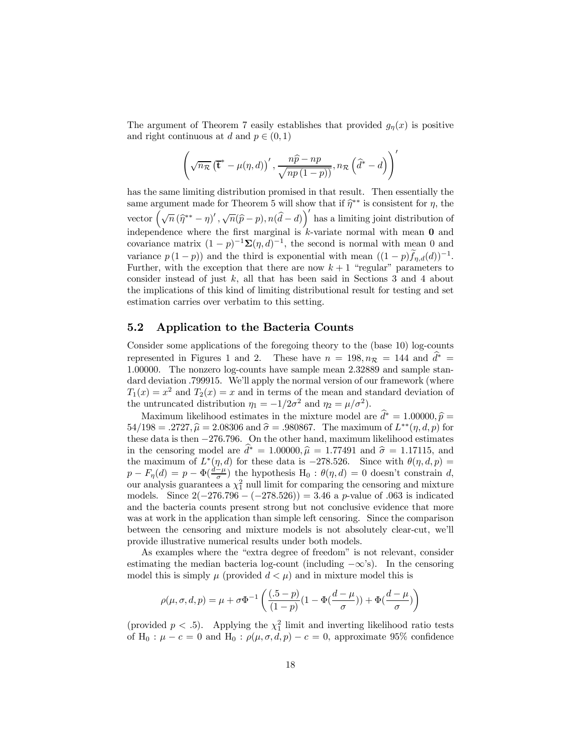The argument of Theorem 7 easily establishes that provided $g_\eta(x)$ is positive and right continuous at $d$ and $p \in (0,1)$

$$\left( \sqrt{n_{\mathcal{R}}} \left( \overline{\mathbf{t}}^* - \mu(\eta, d) \right)', \frac{n\widehat{p} - np}{\sqrt{np(1-p))}}, n_{\mathcal{R}} \left( \widehat{d}^* - d \right) \right)'$$

has the same limiting distribution promised in that result. Then essentially the same argument made for Theorem 5 will show that if $\widehat{\eta}^{**}$ is consistent for $\eta$, the vector $\left( \sqrt{n} \left( \widehat{\eta}^{**} - \eta \right)', \sqrt{n}(\widehat{p} - p), n(\widehat{d} - d) \right)'$ has a limiting joint distribution of independence where the first marginal is $k$-variate normal with mean $\mathbf{0}$ and covariance matrix $(1-p)^{-1}\mathbf{\Sigma}(\eta, d)^{-1}$, the second is normal with mean 0 and variance $p(1-p))$ and the third is exponential with mean $((1-p)\widetilde{f}_{\eta,d}(d))^{-1}$. Further, with the exception that there are now $k+1$ "regular" parameters to consider instead of just $k$, all that has been said in Sections 3 and 4 about the implications of this kind of limiting distributional result for testing and set estimation carries over verbatim to this setting.

## 5.2 Application to the Bacteria Counts

Consider some applications of the foregoing theory to the (base 10) log-counts represented in Figures 1 and 2. These have $n = 198, n_{\mathcal{R}} = 144$ and $\widehat{d}^* = 1.00000$. The nonzero log-counts have sample mean 2.32889 and sample standard deviation .799915. We'll apply the normal version of our framework (where $T_1(x) = x^2$ and $T_2(x) = x$ and in terms of the mean and standard deviation of the untruncated distribution $\eta_1 = -1/2\sigma^2$ and $\eta_2 = \mu/\sigma^2$).

Maximum likelihood estimates in the mixture model are $\widehat{d}^* = 1.00000, \widehat{p} = 54/198 = .2727, \widehat{\mu} = 2.08306$ and $\widehat{\sigma} = .980867$. The maximum of $L^{**}(\eta, d, p)$ for these data is then $-276.796$. On the other hand, maximum likelihood estimates in the censoring model are $\widehat{d}^* = 1.00000, \widehat{\mu} = 1.77491$ and $\widehat{\sigma} = 1.17115$, and the maximum of $L^*(\eta, d)$ for these data is $-278.526$. Since with $\theta(\eta, d, p) = p - F_\eta(d) = p - \Phi(\frac{d-\mu}{\sigma})$ the hypothesis $\mathrm{H}_0 : \theta(\eta, d) = 0$ doesn't constrain $d$, our analysis guarantees a $\chi^2_1$ null limit for comparing the censoring and mixture models. Since $2(-276.796 - (-278.526)) = 3.46$ a $p$-value of .063 is indicated and the bacteria counts present strong but not conclusive evidence that more was at work in the application than simple left censoring. Since the comparison between the censoring and mixture models is not absolutely clear-cut, we'll provide illustrative numerical results under both models.

As examples where the "extra degree of freedom" is not relevant, consider estimating the median bacteria log-count (including $-\infty$'s). In the censoring model this is simply $\mu$ (provided $d < \mu$) and in mixture model this is

$$\rho(\mu, \sigma, d, p) = \mu + \sigma \Phi^{-1} \left( \frac{(.5 - p)}{(1-p)} (1 - \Phi(\frac{d-\mu}{\sigma})) + \Phi(\frac{d-\mu}{\sigma}) \right)$$

(provided $p < .5$). Applying the $\chi^2_1$ limit and inverting likelihood ratio tests of $\mathrm{H}_0 : \mu - c = 0$ and $\mathrm{H}_0 : \rho(\mu, \sigma, d, p) - c = 0$, approximate 95% confidence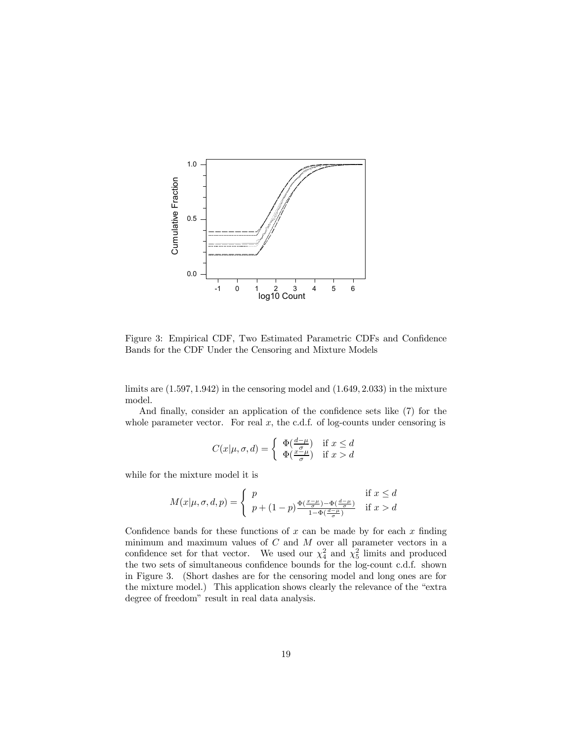Figure 3: Empirical CDF, Two Estimated Parametric CDFs and Confidence Bands for the CDF Under the Censoring and Mixture Models

limits are $(1.597, 1.942)$ in the censoring model and $(1.649, 2.033)$ in the mixture model.

And finally, consider an application of the confidence sets like (7) for the whole parameter vector. For real $x$, the c.d.f. of log-counts under censoring is

$$C(x|\mu,\sigma,d) = \begin{cases} \Phi(\frac{d-\mu}{\sigma}) & \text{if } x \leq d \\ \Phi(\frac{x-\mu}{\sigma}) & \text{if } x > d \end{cases}$$

while for the mixture model it is

$$M(x|\mu,\sigma,d,p) = \begin{cases} p & \text{if } x \leq d \\ p + (1-p)\frac{\Phi(\frac{x-\mu}{\sigma}) - \Phi(\frac{d-\mu}{\sigma})}{1-\Phi(\frac{d-\mu}{\sigma})} & \text{if } x > d \end{cases}$$

Confidence bands for these functions of $x$ can be made by for each $x$ finding minimum and maximum values of $C$ and $M$ over all parameter vectors in a confidence set for that vector. We used our $\chi^2_4$ and $\chi^2_5$ limits and produced the two sets of simultaneous confidence bounds for the log-count c.d.f. shown in Figure 3. (Short dashes are for the censoring model and long ones are for the mixture model.) This application shows clearly the relevance of the "extra degree of freedom" result in real data analysis.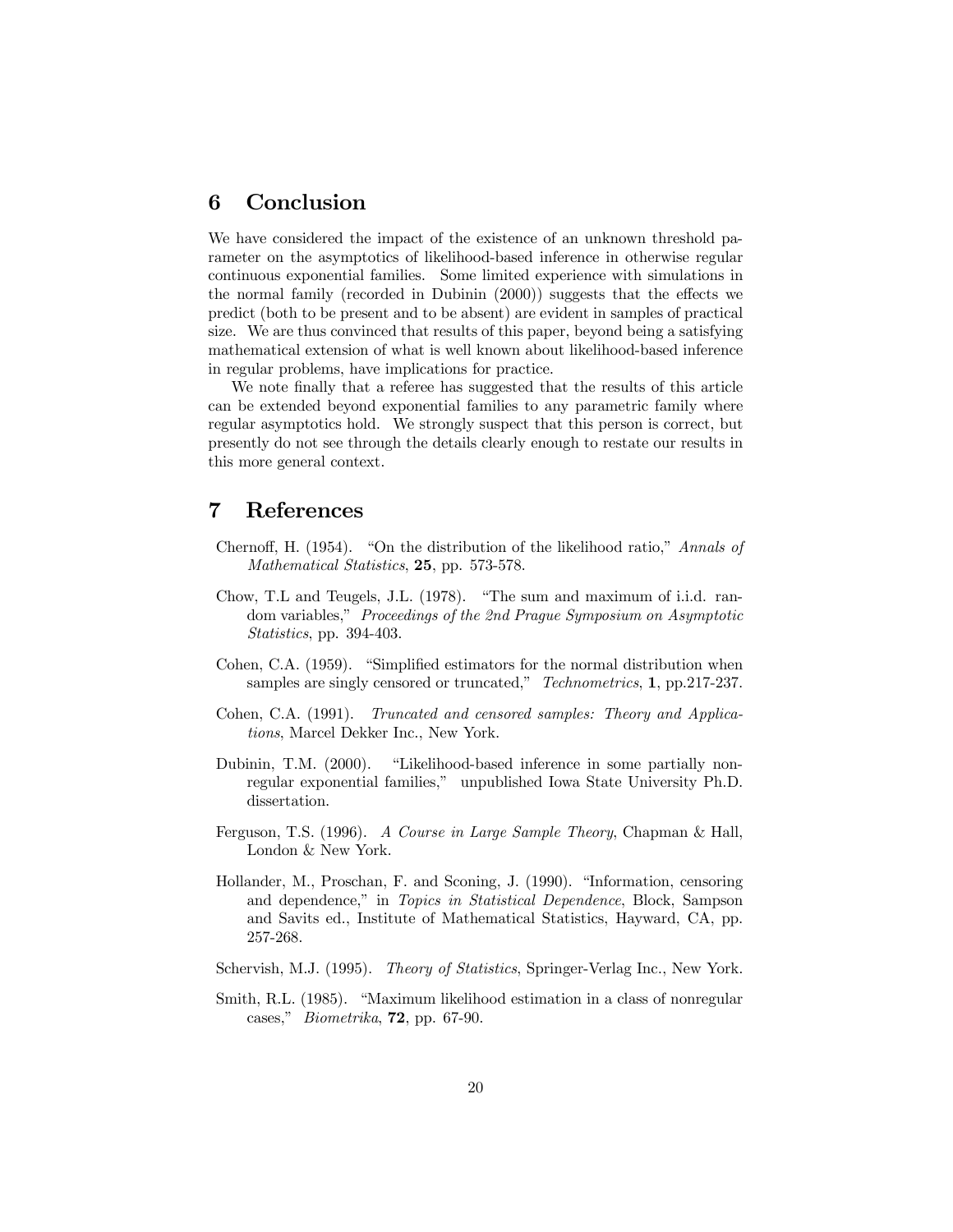## 6 Conclusion

We have considered the impact of the existence of an unknown threshold parameter on the asymptotics of likelihood-based inference in otherwise regular continuous exponential families. Some limited experience with simulations in the normal family (recorded in Dubinin (2000)) suggests that the effects we predict (both to be present and to be absent) are evident in samples of practical size. We are thus convinced that results of this paper, beyond being a satisfying mathematical extension of what is well known about likelihood-based inference in regular problems, have implications for practice.

We note finally that a referee has suggested that the results of this article can be extended beyond exponential families to any parametric family where regular asymptotics hold. We strongly suspect that this person is correct, but presently do not see through the details clearly enough to restate our results in this more general context.

## 7 References

Chernoff, H. (1954). "On the distribution of the likelihood ratio," *Annals of Mathematical Statistics*, **25**, pp. 573-578.

Chow, T.L and Teugels, J.L. (1978). "The sum and maximum of i.i.d. random variables," *Proceedings of the 2nd Prague Symposium on Asymptotic Statistics*, pp. 394-403.

Cohen, C.A. (1959). "Simplified estimators for the normal distribution when samples are singly censored or truncated," *Technometrics*, **1**, pp.217-237.

Cohen, C.A. (1991). *Truncated and censored samples: Theory and Applications*, Marcel Dekker Inc., New York.

Dubinin, T.M. (2000). "Likelihood-based inference in some partially nonregular exponential families," unpublished Iowa State University Ph.D. dissertation.

Ferguson, T.S. (1996). *A Course in Large Sample Theory*, Chapman & Hall, London & New York.

Hollander, M., Proschan, F. and Sconing, J. (1990). "Information, censoring and dependence," in *Topics in Statistical Dependence*, Block, Sampson and Savits ed., Institute of Mathematical Statistics, Hayward, CA, pp. 257-268.

Schervish, M.J. (1995). *Theory of Statistics*, Springer-Verlag Inc., New York.

Smith, R.L. (1985). "Maximum likelihood estimation in a class of nonregular cases," *Biometrika*, **72**, pp. 67-90.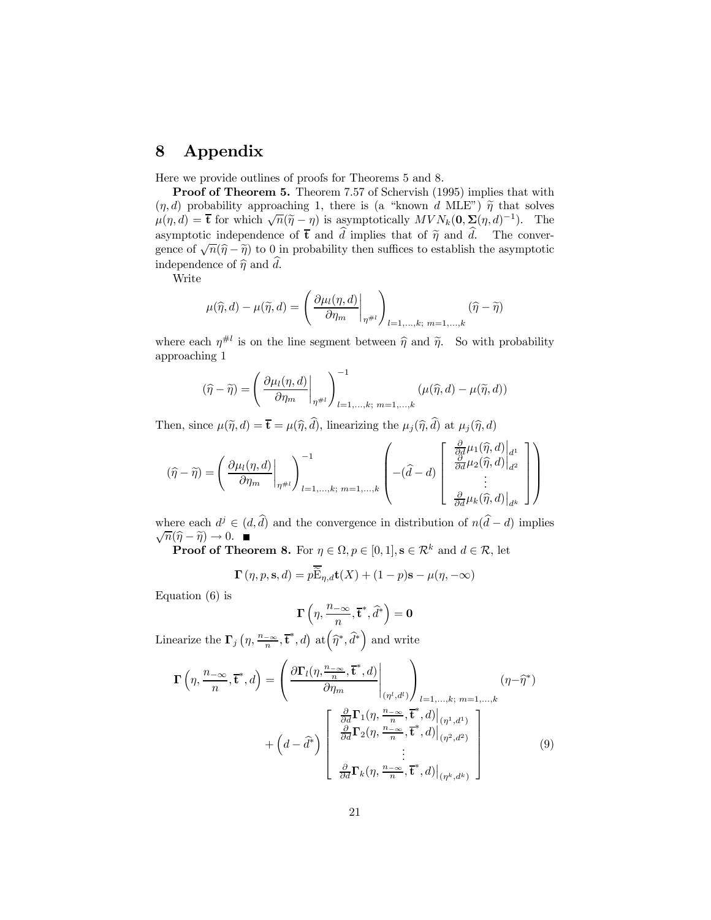# 8 Appendix

Here we provide outlines of proofs for Theorems 5 and 8.

**Proof of Theorem 5.** Theorem 7.57 of Schervish (1995) implies that with $(\eta, d)$ probability approaching 1, there is (a "known $d$ MLE") $\widetilde{\eta}$ that solves $\mu(\eta, d) = \overline{\mathbf{t}}$ for which $\sqrt{n}(\widetilde{\eta} - \eta)$ is asymptotically $MVN_k(\mathbf{0}, \mathbf{\Sigma}(\eta, d)^{-1})$. The asymptotic independence of $\overline{\mathbf{t}}$ and $\widehat{d}$ implies that of $\widetilde{\eta}$ and $\widehat{d}$. The convergence of $\sqrt{n}(\widehat{\eta} - \widetilde{\eta})$ to 0 in probability then suffices to establish the asymptotic independence of $\widehat{\eta}$ and $\widehat{d}$.

Write

$$\mu(\widehat{\eta}, d) - \mu(\widetilde{\eta}, d) = \left( \left. \frac{\partial \mu_l(\eta, d)}{\partial \eta_m} \right|_{\eta^{\#l}} \right)_{l=1,\ldots,k;\ m=1,\ldots,k} (\widehat{\eta} - \widetilde{\eta})$$

where each $\eta^{\#l}$ is on the line segment between $\widehat{\eta}$ and $\widetilde{\eta}$. So with probability approaching 1

$$(\widehat{\eta} - \widetilde{\eta}) = \left( \left. \frac{\partial \mu_l(\eta, d)}{\partial \eta_m} \right|_{\eta^{\#l}} \right)^{-1}_{l=1,\ldots,k;\ m=1,\ldots,k} (\mu(\widehat{\eta}, d) - \mu(\widetilde{\eta}, d))$$

Then, since $\mu(\widetilde{\eta}, d) = \overline{\mathbf{t}} = \mu(\widehat{\eta}, \widehat{d})$, linearizing the $\mu_j(\widehat{\eta}, \widehat{d})$ at $\mu_j(\widehat{\eta}, d)$

$$(\widehat{\eta} - \widetilde{\eta}) = \left( \left. \frac{\partial \mu_l(\eta, d)}{\partial \eta_m} \right|_{\eta^{\#l}} \right)^{-1}_{l=1,\ldots,k;\ m=1,\ldots,k} \left( -(\widehat{d} - d) \begin{bmatrix} \left. \frac{\partial}{\partial d} \mu_1(\widehat{\eta}, d) \right|_{d^1} \\ \left. \frac{\partial}{\partial d} \mu_2(\widehat{\eta}, d) \right|_{d^2} \\ \vdots \\ \left. \frac{\partial}{\partial d} \mu_k(\widehat{\eta}, d) \right|_{d^k} \end{bmatrix} \right)$$

where each $d^j \in (d, \widehat{d})$ and the convergence in distribution of $n(\widehat{d} - d)$ implies $\sqrt{n}(\widehat{\eta} - \widetilde{\eta}) \to 0$. ■

**Proof of Theorem 8.** For $\eta \in \Omega, p \in [0,1], \mathbf{s} \in \mathcal{R}^k$ and $d \in \mathcal{R}$, let

$$\mathbf{\Gamma}(\eta, p, \mathbf{s}, d) = p\overline{\overline{\mathrm{E}}}_{\eta,d}\mathbf{t}(X) + (1-p)\mathbf{s} - \mu(\eta, -\infty)$$

Equation (6) is

$$\mathbf{\Gamma}\left(\eta, \frac{n_{-\infty}}{n}, \overline{\mathbf{t}}^*, \widehat{d}^*\right) = \mathbf{0}$$

Linearize the $\mathbf{\Gamma}_j\left(\eta, \frac{n_{-\infty}}{n}, \overline{\mathbf{t}}^*, d\right)$ at $\left(\widehat{\eta}^*, \widehat{d}^*\right)$ and write

$$\mathbf{\Gamma}\left(\eta, \frac{n_{-\infty}}{n}, \overline{\mathbf{t}}^*, d\right) = \left( \left. \frac{\partial \mathbf{\Gamma}_l(\eta, \frac{n_{-\infty}}{n}, \overline{\mathbf{t}}^*, d)}{\partial \eta_m} \right|_{(\eta^l, d^l)} \right)_{l=1,\ldots,k;\ m=1,\ldots,k} (\eta - \widehat{\eta}^*)$$
$$+ \left(d - \widehat{d}^*\right) \begin{bmatrix} \left. \frac{\partial}{\partial d} \mathbf{\Gamma}_1(\eta, \frac{n_{-\infty}}{n}, \overline{\mathbf{t}}^*, d) \right|_{(\eta^1, d^1)} \\ \left. \frac{\partial}{\partial d} \mathbf{\Gamma}_2(\eta, \frac{n_{-\infty}}{n}, \overline{\mathbf{t}}^*, d) \right|_{(\eta^2, d^2)} \\ \vdots \\ \left. \frac{\partial}{\partial d} \mathbf{\Gamma}_k(\eta, \frac{n_{-\infty}}{n}, \overline{\mathbf{t}}^*, d) \right|_{(\eta^k, d^k)} \end{bmatrix} \tag{9}$$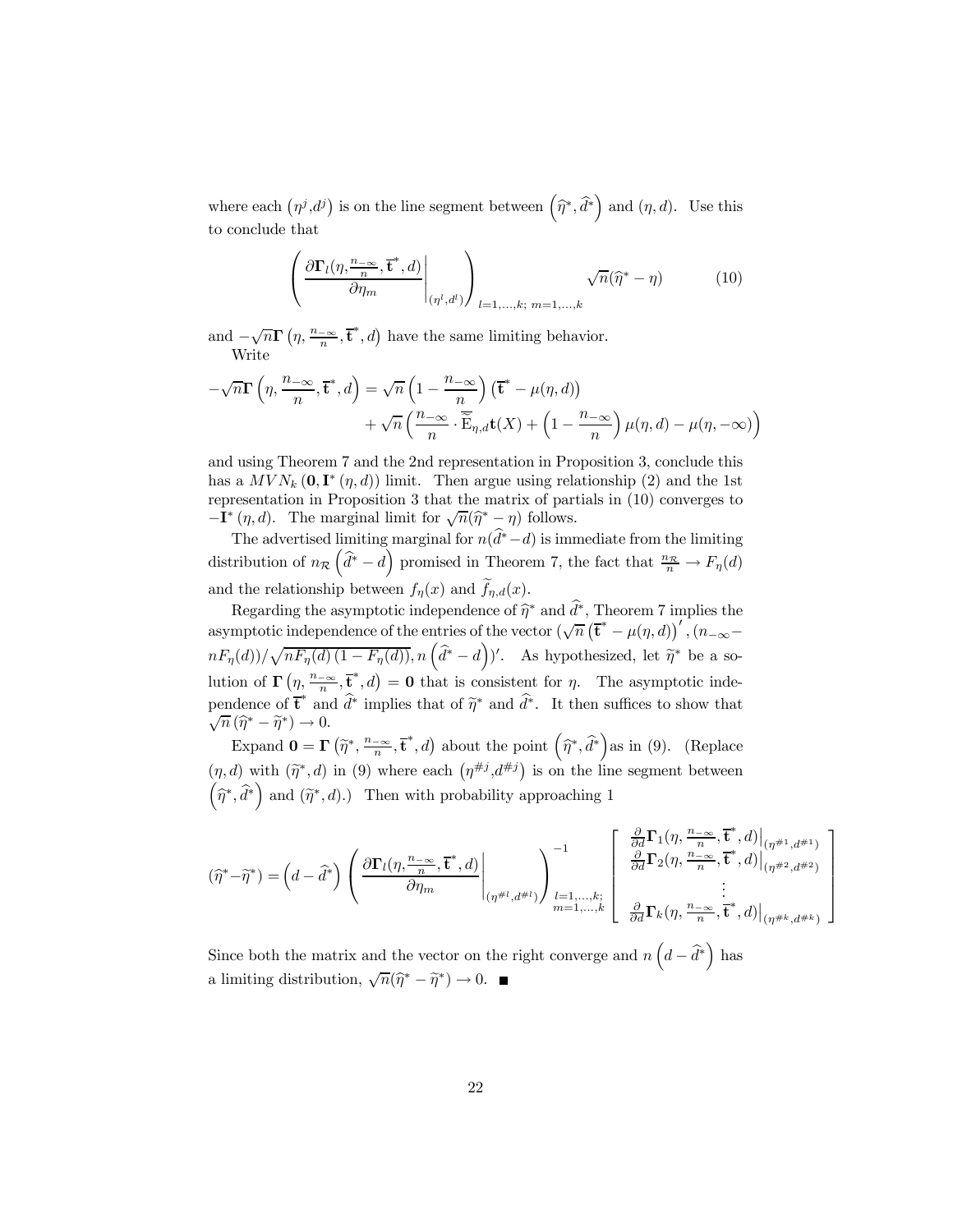where each $\left(\eta^j, d^j\right)$ is on the line segment between $\left(\widehat{\eta}^*, \widehat{d}^*\right)$ and $(\eta, d)$. Use this to conclude that

$$\left( \left. \frac{\partial \mathbf{\Gamma}_l(\eta, \frac{n_{-\infty}}{n}, \overline{\mathbf{t}}^*, d)}{\partial \eta_m} \right|_{(\eta^l, d^l)} \right)_{l=1,\ldots,k;\ m=1,\ldots,k} \sqrt{n}(\widehat{\eta}^* - \eta) \tag{10}$$

and $-\sqrt{n}\mathbf{\Gamma}\left(\eta, \frac{n_{-\infty}}{n}, \overline{\mathbf{t}}^*, d\right)$ have the same limiting behavior.

Write

$$\begin{aligned} -\sqrt{n}\mathbf{\Gamma}\left(\eta, \frac{n_{-\infty}}{n}, \overline{\mathbf{t}}^*, d\right) &= \sqrt{n}\left(1 - \frac{n_{-\infty}}{n}\right)\left(\overline{\mathbf{t}}^* - \mu(\eta, d)\right) \\ &\quad + \sqrt{n}\left(\frac{n_{-\infty}}{n} \cdot \overline{\widetilde{\mathrm{E}}}_{\eta,d}\mathbf{t}(X) + \left(1 - \frac{n_{-\infty}}{n}\right)\mu(\eta, d) - \mu(\eta, -\infty)\right) \end{aligned}$$

and using Theorem 7 and the 2nd representation in Proposition 3, conclude this has a $MVN_k\left(\mathbf{0}, \mathbf{I}^*(\eta, d)\right)$ limit. Then argue using relationship (2) and the 1st representation in Proposition 3 that the matrix of partials in (10) converges to $-\mathbf{I}^*(\eta, d)$. The marginal limit for $\sqrt{n}(\widehat{\eta}^* - \eta)$ follows.

The advertised limiting marginal for $n(\widehat{d}^* - d)$ is immediate from the limiting distribution of $n_{\mathcal{R}}\left(\widehat{d}^* - d\right)$ promised in Theorem 7, the fact that $\frac{n_{\mathcal{R}}}{n} \to F_\eta(d)$ and the relationship between $f_\eta(x)$ and $\widetilde{f}_{\eta,d}(x)$.

Regarding the asymptotic independence of $\widehat{\eta}^*$ and $\widehat{d}^*$, Theorem 7 implies the asymptotic independence of the entries of the vector $(\sqrt{n}\left(\overline{\mathbf{t}}^* - \mu(\eta, d)\right)', (n_{-\infty} - nF_\eta(d))/\sqrt{nF_\eta(d)\left(1 - F_\eta(d)\right)}, n\left(\widehat{d}^* - d\right))'$. As hypothesized, let $\widetilde{\eta}^*$ be a solution of $\mathbf{\Gamma}\left(\eta, \frac{n_{-\infty}}{n}, \overline{\mathbf{t}}^*, d\right) = \mathbf{0}$ that is consistent for $\eta$. The asymptotic independence of $\overline{\mathbf{t}}^*$ and $\widehat{d}^*$ implies that of $\widetilde{\eta}^*$ and $\widehat{d}^*$. It then suffices to show that $\sqrt{n}\left(\widehat{\eta}^* - \widetilde{\eta}^*\right) \to 0$.

Expand $\mathbf{0} = \mathbf{\Gamma}\left(\widetilde{\eta}^*, \frac{n_{-\infty}}{n}, \overline{\mathbf{t}}^*, d\right)$ about the point $\left(\widehat{\eta}^*, \widehat{d}^*\right)$ as in (9). (Replace $(\eta, d)$ with $(\widetilde{\eta}^*, d)$ in (9) where each $\left(\eta^{\#j}, d^{\#j}\right)$ is on the line segment between $\left(\widehat{\eta}^*, \widehat{d}^*\right)$ and $(\widetilde{\eta}^*, d)$.) Then with probability approaching 1

$$(\widehat{\eta}^* - \widetilde{\eta}^*) = \left(d - \widehat{d}^*\right) \left( \left. \frac{\partial \mathbf{\Gamma}_l(\eta, \frac{n_{-\infty}}{n}, \overline{\mathbf{t}}^*, d)}{\partial \eta_m} \right|_{(\eta^{\#l}, d^{\#l})} \right)^{-1}_{\substack{l=1,\ldots,k;\\ m=1,\ldots,k}} \left[ \begin{array}{c} \left.\frac{\partial}{\partial d}\mathbf{\Gamma}_1(\eta, \frac{n_{-\infty}}{n}, \overline{\mathbf{t}}^*, d)\right|_{(\eta^{\#1}, d^{\#1})} \\ \left.\frac{\partial}{\partial d}\mathbf{\Gamma}_2(\eta, \frac{n_{-\infty}}{n}, \overline{\mathbf{t}}^*, d)\right|_{(\eta^{\#2}, d^{\#2})} \\ \vdots \\ \left.\frac{\partial}{\partial d}\mathbf{\Gamma}_k(\eta, \frac{n_{-\infty}}{n}, \overline{\mathbf{t}}^*, d)\right|_{(\eta^{\#k}, d^{\#k})} \end{array} \right]$$

Since both the matrix and the vector on the right converge and $n\left(d - \widehat{d}^*\right)$ has a limiting distribution, $\sqrt{n}(\widehat{\eta}^* - \widetilde{\eta}^*) \to 0$. ■